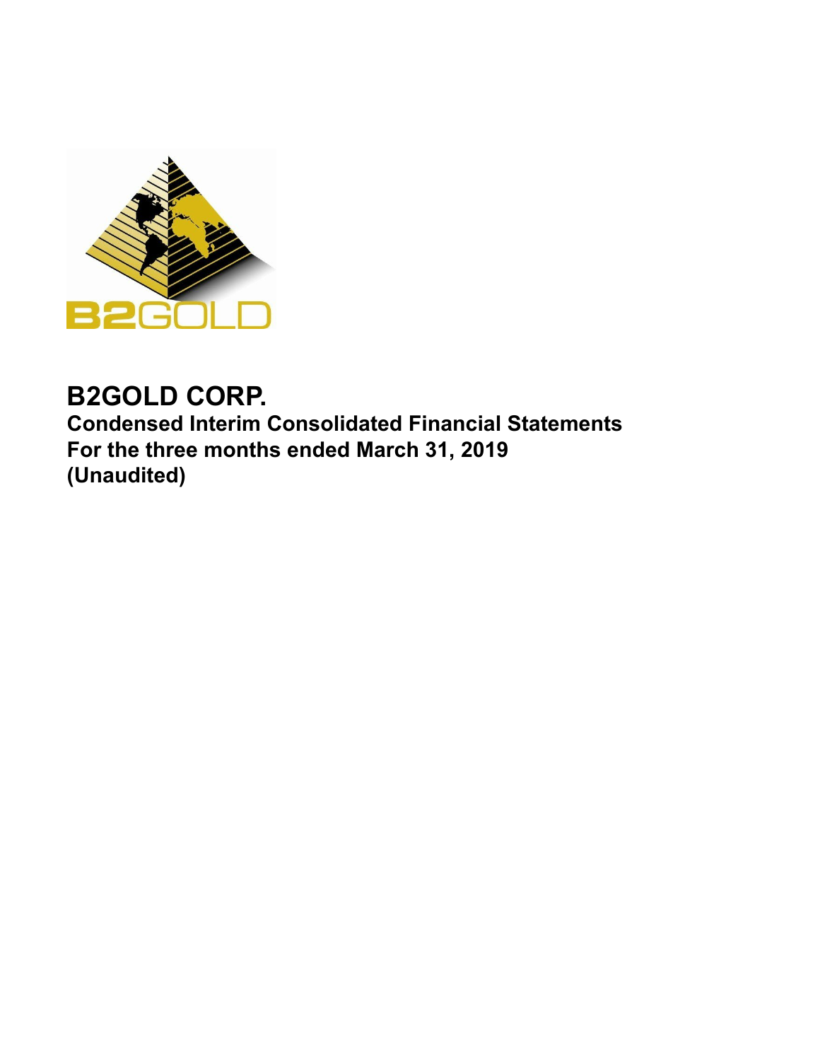# B2GOLD CORP.

**Condensed Interim Consolidated Financial Statements**
**For the three months ended March 31, 2019**
**(Unaudited)**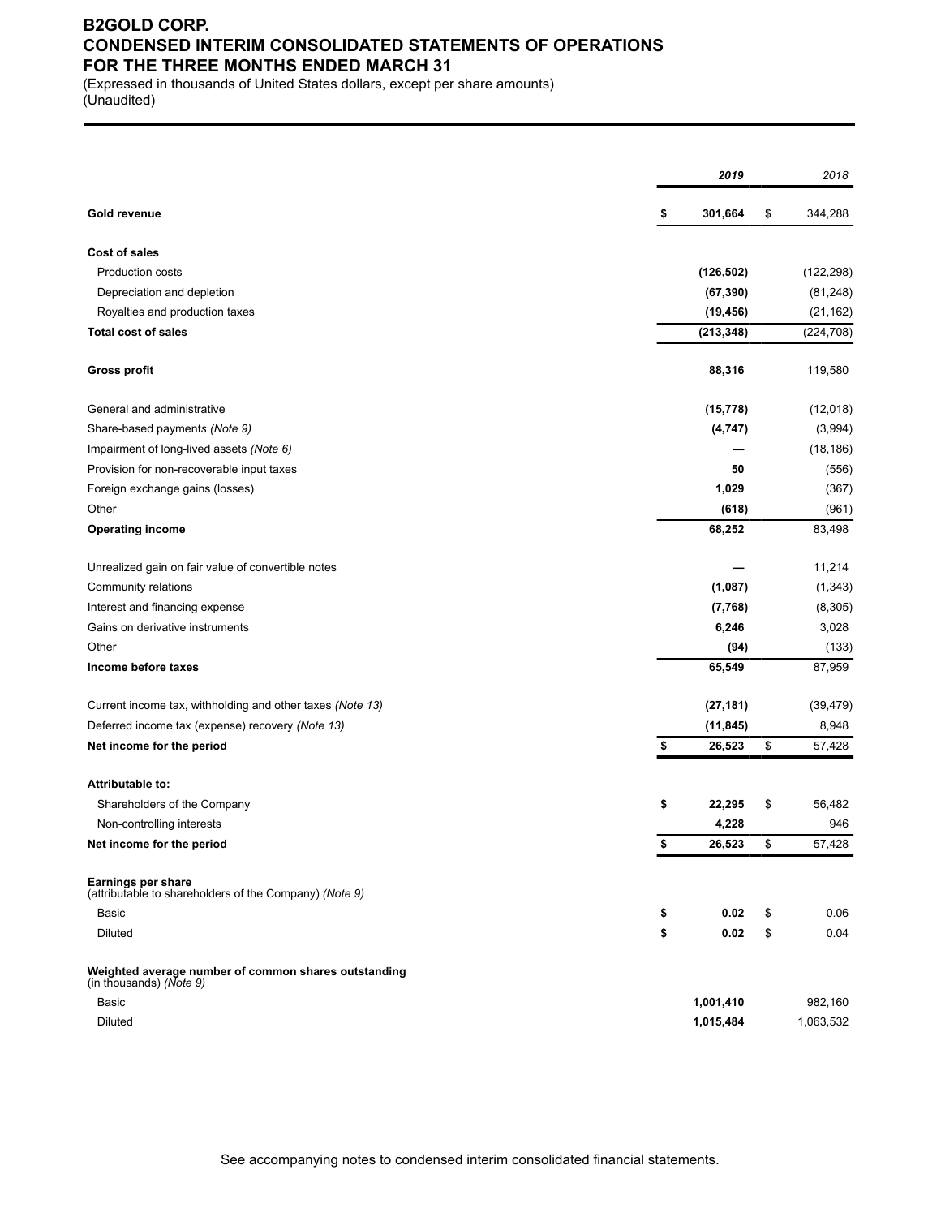# B2GOLD CORP.
## CONDENSED INTERIM CONSOLIDATED STATEMENTS OF OPERATIONS
## FOR THE THREE MONTHS ENDED MARCH 31

(Expressed in thousands of United States dollars, except per share amounts)
(Unaudited)

| | | ***2019*** | | *2018* |
|---|---|---|---|---|
| **Gold revenue** | **$** | **301,664** | $ | 344,288 |
| | | | | |
| **Cost of sales** | | | | |
| Production costs | | **(126,502)** | | (122,298) |
| Depreciation and depletion | | **(67,390)** | | (81,248) |
| Royalties and production taxes | | **(19,456)** | | (21,162) |
| **Total cost of sales** | | **(213,348)** | | (224,708) |
| | | | | |
| **Gross profit** | | **88,316** | | 119,580 |
| | | | | |
| General and administrative | | **(15,778)** | | (12,018) |
| Share-based payments *(Note 9)* | | **(4,747)** | | (3,994) |
| Impairment of long-lived assets *(Note 6)* | | **—** | | (18,186) |
| Provision for non-recoverable input taxes | | **50** | | (556) |
| Foreign exchange gains (losses) | | **1,029** | | (367) |
| Other | | **(618)** | | (961) |
| **Operating income** | | **68,252** | | 83,498 |
| | | | | |
| Unrealized gain on fair value of convertible notes | | **—** | | 11,214 |
| Community relations | | **(1,087)** | | (1,343) |
| Interest and financing expense | | **(7,768)** | | (8,305) |
| Gains on derivative instruments | | **6,246** | | 3,028 |
| Other | | **(94)** | | (133) |
| **Income before taxes** | | **65,549** | | 87,959 |
| | | | | |
| Current income tax, withholding and other taxes *(Note 13)* | | **(27,181)** | | (39,479) |
| Deferred income tax (expense) recovery *(Note 13)* | | **(11,845)** | | 8,948 |
| **Net income for the period** | **$** | **26,523** | $ | 57,428 |
| | | | | |
| **Attributable to:** | | | | |
| Shareholders of the Company | **$** | **22,295** | $ | 56,482 |
| Non-controlling interests | | **4,228** | | 946 |
| **Net income for the period** | **$** | **26,523** | $ | 57,428 |
| | | | | |
| **Earnings per share** (attributable to shareholders of the Company) *(Note 9)* | | | | |
| Basic | **$** | **0.02** | $ | 0.06 |
| Diluted | **$** | **0.02** | $ | 0.04 |
| | | | | |
| **Weighted average number of common shares outstanding** (in thousands) *(Note 9)* | | | | |
| Basic | | **1,001,410** | | 982,160 |
| Diluted | | **1,015,484** | | 1,063,532 |

See accompanying notes to condensed interim consolidated financial statements.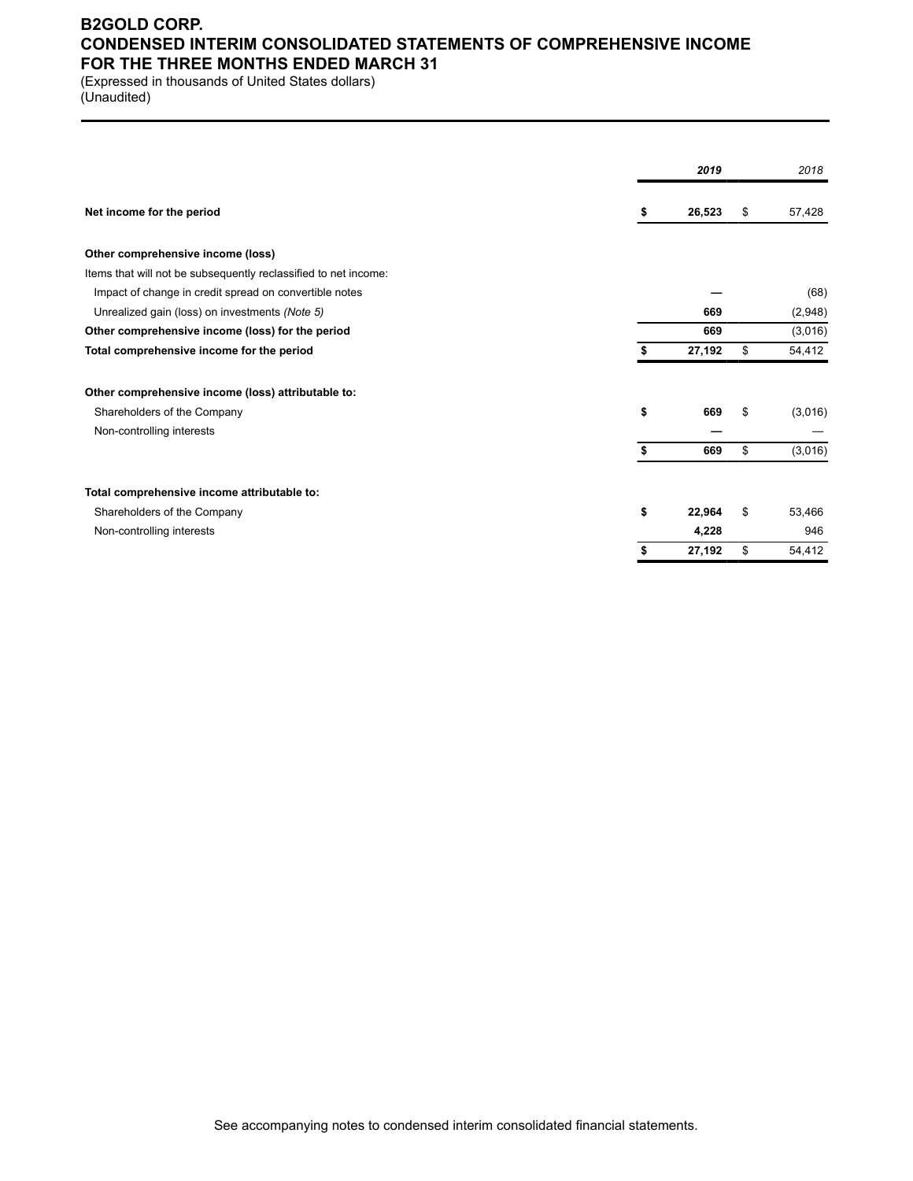# B2GOLD CORP.
## CONDENSED INTERIM CONSOLIDATED STATEMENTS OF COMPREHENSIVE INCOME
## FOR THE THREE MONTHS ENDED MARCH 31

(Expressed in thousands of United States dollars)
(Unaudited)

| | | 2019 | | 2018 |
|---|---|---|---|---|
| **Net income for the period** | **$** | **26,523** | $ | 57,428 |
| | | | | |
| **Other comprehensive income (loss)** | | | | |
| Items that will not be subsequently reclassified to net income: | | | | |
| Impact of change in credit spread on convertible notes | | **—** | | (68) |
| Unrealized gain (loss) on investments *(Note 5)* | | **669** | | (2,948) |
| **Other comprehensive income (loss) for the period** | | **669** | | (3,016) |
| **Total comprehensive income for the period** | **$** | **27,192** | $ | 54,412 |
| | | | | |
| **Other comprehensive income (loss) attributable to:** | | | | |
| Shareholders of the Company | **$** | **669** | $ | (3,016) |
| Non-controlling interests | | **—** | | — |
| | **$** | **669** | $ | (3,016) |
| | | | | |
| **Total comprehensive income attributable to:** | | | | |
| Shareholders of the Company | **$** | **22,964** | $ | 53,466 |
| Non-controlling interests | | **4,228** | | 946 |
| | **$** | **27,192** | $ | 54,412 |

See accompanying notes to condensed interim consolidated financial statements.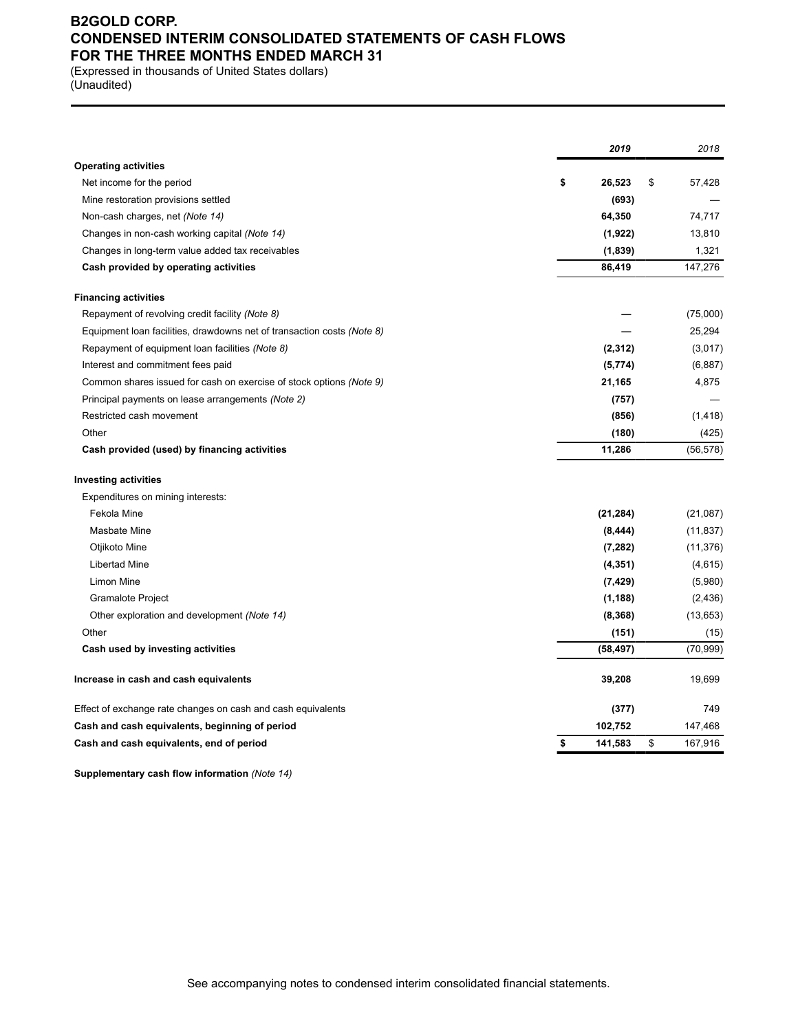# B2GOLD CORP.
# CONDENSED INTERIM CONSOLIDATED STATEMENTS OF CASH FLOWS
# FOR THE THREE MONTHS ENDED MARCH 31

(Expressed in thousands of United States dollars)
(Unaudited)

| | **2019** | 2018 |
|---|---|---|
| **Operating activities** | | |
| Net income for the period | **$ 26,523** | $ 57,428 |
| Mine restoration provisions settled | **(693)** | — |
| Non-cash charges, net *(Note 14)* | **64,350** | 74,717 |
| Changes in non-cash working capital *(Note 14)* | **(1,922)** | 13,810 |
| Changes in long-term value added tax receivables | **(1,839)** | 1,321 |
| **Cash provided by operating activities** | **86,419** | 147,276 |
| | | |
| **Financing activities** | | |
| Repayment of revolving credit facility *(Note 8)* | **—** | (75,000) |
| Equipment loan facilities, drawdowns net of transaction costs *(Note 8)* | **—** | 25,294 |
| Repayment of equipment loan facilities *(Note 8)* | **(2,312)** | (3,017) |
| Interest and commitment fees paid | **(5,774)** | (6,887) |
| Common shares issued for cash on exercise of stock options *(Note 9)* | **21,165** | 4,875 |
| Principal payments on lease arrangements *(Note 2)* | **(757)** | — |
| Restricted cash movement | **(856)** | (1,418) |
| Other | **(180)** | (425) |
| **Cash provided (used) by financing activities** | **11,286** | (56,578) |
| | | |
| **Investing activities** | | |
| Expenditures on mining interests: | | |
| Fekola Mine | **(21,284)** | (21,087) |
| Masbate Mine | **(8,444)** | (11,837) |
| Otjikoto Mine | **(7,282)** | (11,376) |
| Libertad Mine | **(4,351)** | (4,615) |
| Limon Mine | **(7,429)** | (5,980) |
| Gramalote Project | **(1,188)** | (2,436) |
| Other exploration and development *(Note 14)* | **(8,368)** | (13,653) |
| Other | **(151)** | (15) |
| **Cash used by investing activities** | **(58,497)** | (70,999) |
| | | |
| **Increase in cash and cash equivalents** | **39,208** | 19,699 |
| | | |
| Effect of exchange rate changes on cash and cash equivalents | **(377)** | 749 |
| **Cash and cash equivalents, beginning of period** | **102,752** | 147,468 |
| **Cash and cash equivalents, end of period** | **$ 141,583** | $ 167,916 |

**Supplementary cash flow information** *(Note 14)*

See accompanying notes to condensed interim consolidated financial statements.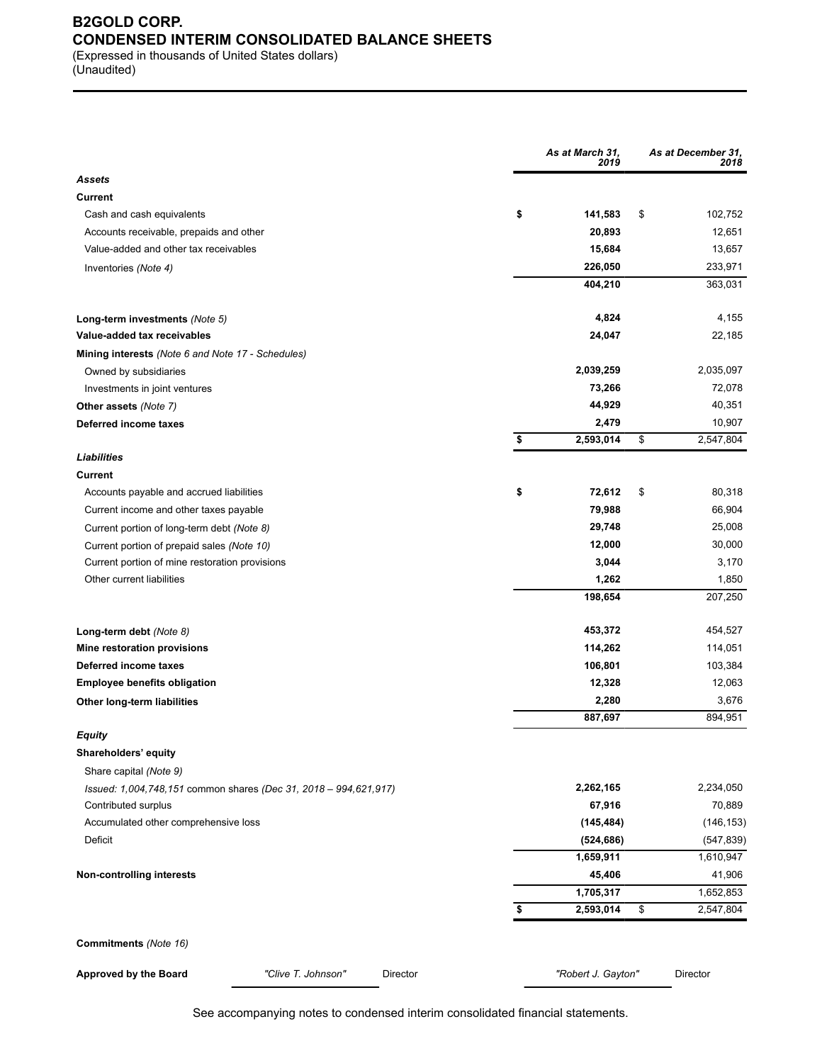# B2GOLD CORP.
## CONDENSED INTERIM CONSOLIDATED BALANCE SHEETS

(Expressed in thousands of United States dollars)
(Unaudited)

| | As at March 31, 2019 | As at December 31, 2018 |
|---|---|---|
| ***Assets*** | | |
| **Current** | | |
| Cash and cash equivalents | $ **141,583** | $ 102,752 |
| Accounts receivable, prepaids and other | **20,893** | 12,651 |
| Value-added and other tax receivables | **15,684** | 13,657 |
| Inventories *(Note 4)* | **226,050** | 233,971 |
| | **404,210** | 363,031 |
| **Long-term investments** *(Note 5)* | **4,824** | 4,155 |
| **Value-added tax receivables** | **24,047** | 22,185 |
| **Mining interests** *(Note 6 and Note 17 - Schedules)* | | |
| Owned by subsidiaries | **2,039,259** | 2,035,097 |
| Investments in joint ventures | **73,266** | 72,078 |
| **Other assets** *(Note 7)* | **44,929** | 40,351 |
| **Deferred income taxes** | **2,479** | 10,907 |
| | $ **2,593,014** | $ 2,547,804 |
| ***Liabilities*** | | |
| **Current** | | |
| Accounts payable and accrued liabilities | $ **72,612** | $ 80,318 |
| Current income and other taxes payable | **79,988** | 66,904 |
| Current portion of long-term debt *(Note 8)* | **29,748** | 25,008 |
| Current portion of prepaid sales *(Note 10)* | **12,000** | 30,000 |
| Current portion of mine restoration provisions | **3,044** | 3,170 |
| Other current liabilities | **1,262** | 1,850 |
| | **198,654** | 207,250 |
| **Long-term debt** *(Note 8)* | **453,372** | 454,527 |
| **Mine restoration provisions** | **114,262** | 114,051 |
| **Deferred income taxes** | **106,801** | 103,384 |
| **Employee benefits obligation** | **12,328** | 12,063 |
| **Other long-term liabilities** | **2,280** | 3,676 |
| | **887,697** | 894,951 |
| ***Equity*** | | |
| **Shareholders' equity** | | |
| Share capital *(Note 9)* | | |
| *Issued: 1,004,748,151 common shares (Dec 31, 2018 – 994,621,917)* | **2,262,165** | 2,234,050 |
| Contributed surplus | **67,916** | 70,889 |
| Accumulated other comprehensive loss | **(145,484)** | (146,153) |
| Deficit | **(524,686)** | (547,839) |
| | **1,659,911** | 1,610,947 |
| **Non-controlling interests** | **45,406** | 41,906 |
| | **1,705,317** | 1,652,853 |
| | $ **2,593,014** | $ 2,547,804 |

**Commitments** *(Note 16)*

**Approved by the Board** *"Clive T. Johnson"* Director *"Robert J. Gayton"* Director

See accompanying notes to condensed interim consolidated financial statements.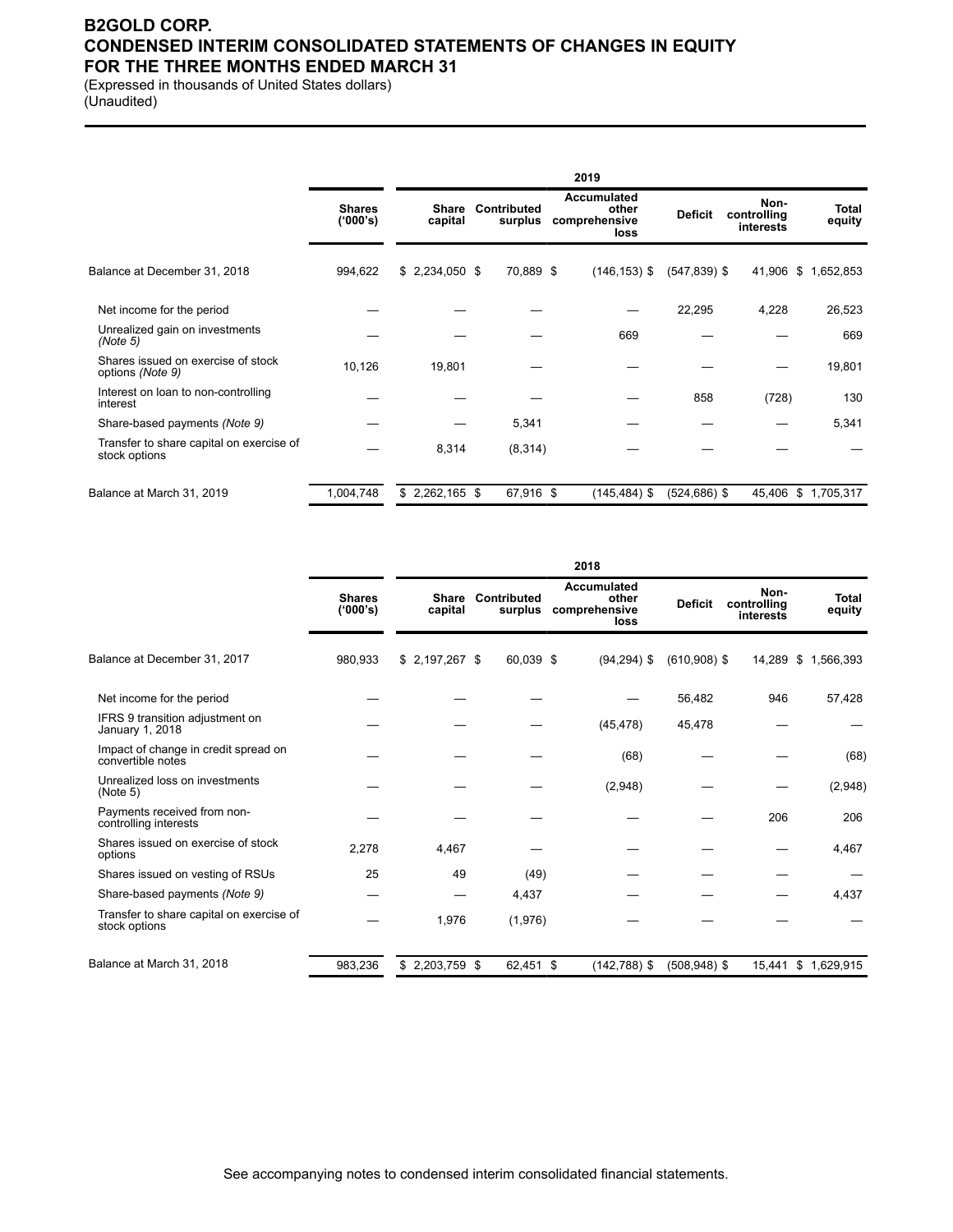# B2GOLD CORP.
# CONDENSED INTERIM CONSOLIDATED STATEMENTS OF CHANGES IN EQUITY
# FOR THE THREE MONTHS ENDED MARCH 31

(Expressed in thousands of United States dollars)
(Unaudited)

| | | 2019 | | | | | |
|---|---|---|---|---|---|---|---|
| | Shares ('000's) | Share capital | Contributed surplus | Accumulated other comprehensive loss | Deficit | Non-controlling interests | Total equity |
| Balance at December 31, 2018 | 994,622 | $ 2,234,050 | $ 70,889 | $ (146,153) | $ (547,839) | $ 41,906 | $ 1,652,853 |
| Net income for the period | — | — | — | — | 22,295 | 4,228 | 26,523 |
| Unrealized gain on investments *(Note 5)* | — | — | — | 669 | — | — | 669 |
| Shares issued on exercise of stock options *(Note 9)* | 10,126 | 19,801 | — | — | — | — | 19,801 |
| Interest on loan to non-controlling interest | — | — | — | — | 858 | (728) | 130 |
| Share-based payments *(Note 9)* | — | — | 5,341 | — | — | — | 5,341 |
| Transfer to share capital on exercise of stock options | — | 8,314 | (8,314) | — | — | — | — |
| Balance at March 31, 2019 | 1,004,748 | $ 2,262,165 | $ 67,916 | $ (145,484) | $ (524,686) | $ 45,406 | $ 1,705,317 |

| | | 2018 | | | | | |
|---|---|---|---|---|---|---|---|
| | Shares ('000's) | Share capital | Contributed surplus | Accumulated other comprehensive loss | Deficit | Non-controlling interests | Total equity |
| Balance at December 31, 2017 | 980,933 | $ 2,197,267 | $ 60,039 | $ (94,294) | $ (610,908) | $ 14,289 | $ 1,566,393 |
| Net income for the period | — | — | — | — | 56,482 | 946 | 57,428 |
| IFRS 9 transition adjustment on January 1, 2018 | — | — | — | (45,478) | 45,478 | — | — |
| Impact of change in credit spread on convertible notes | — | — | — | (68) | — | — | (68) |
| Unrealized loss on investments (Note 5) | — | — | — | (2,948) | — | — | (2,948) |
| Payments received from non-controlling interests | — | — | — | — | — | 206 | 206 |
| Shares issued on exercise of stock options | 2,278 | 4,467 | — | — | — | — | 4,467 |
| Shares issued on vesting of RSUs | 25 | 49 | (49) | — | — | — | — |
| Share-based payments *(Note 9)* | — | — | 4,437 | — | — | — | 4,437 |
| Transfer to share capital on exercise of stock options | — | 1,976 | (1,976) | — | — | — | — |
| Balance at March 31, 2018 | 983,236 | $ 2,203,759 | $ 62,451 | $ (142,788) | $ (508,948) | $ 15,441 | $ 1,629,915 |

See accompanying notes to condensed interim consolidated financial statements.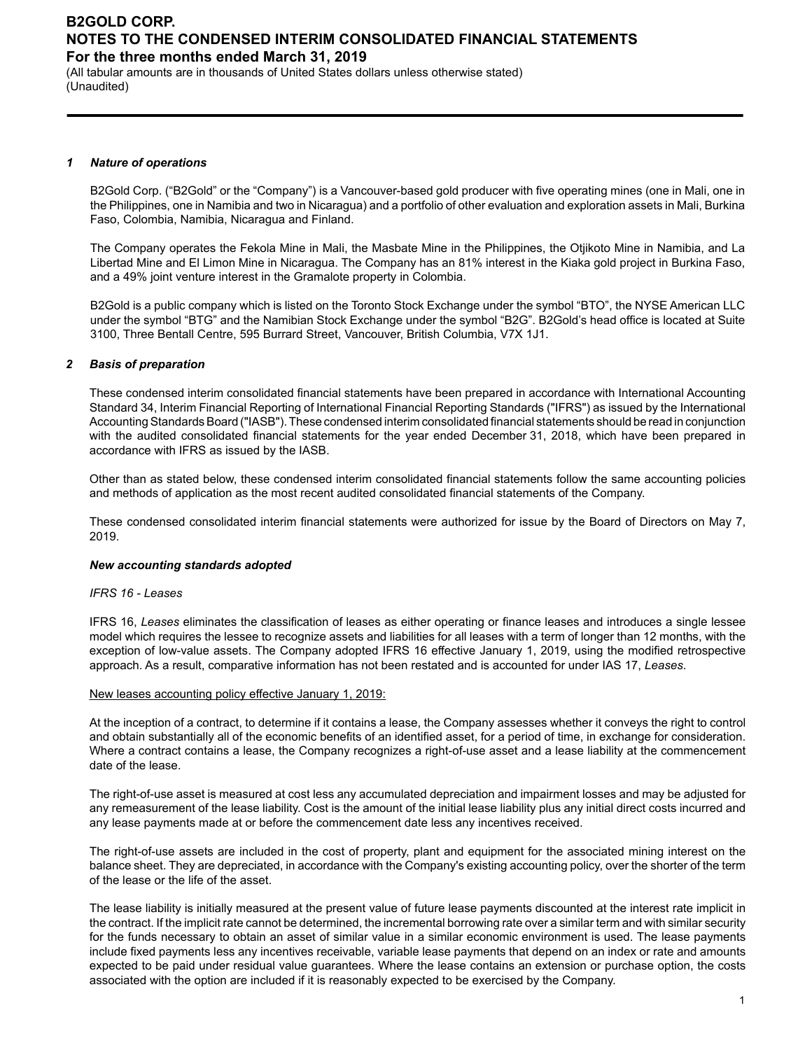### 1 Nature of operations

B2Gold Corp. ("B2Gold" or the "Company") is a Vancouver-based gold producer with five operating mines (one in Mali, one in the Philippines, one in Namibia and two in Nicaragua) and a portfolio of other evaluation and exploration assets in Mali, Burkina Faso, Colombia, Namibia, Nicaragua and Finland.

The Company operates the Fekola Mine in Mali, the Masbate Mine in the Philippines, the Otjikoto Mine in Namibia, and La Libertad Mine and El Limon Mine in Nicaragua. The Company has an 81% interest in the Kiaka gold project in Burkina Faso, and a 49% joint venture interest in the Gramalote property in Colombia.

B2Gold is a public company which is listed on the Toronto Stock Exchange under the symbol "BTO", the NYSE American LLC under the symbol "BTG" and the Namibian Stock Exchange under the symbol "B2G". B2Gold's head office is located at Suite 3100, Three Bentall Centre, 595 Burrard Street, Vancouver, British Columbia, V7X 1J1.

### 2 Basis of preparation

These condensed interim consolidated financial statements have been prepared in accordance with International Accounting Standard 34, Interim Financial Reporting of International Financial Reporting Standards ("IFRS") as issued by the International Accounting Standards Board ("IASB"). These condensed interim consolidated financial statements should be read in conjunction with the audited consolidated financial statements for the year ended December 31, 2018, which have been prepared in accordance with IFRS as issued by the IASB.

Other than as stated below, these condensed interim consolidated financial statements follow the same accounting policies and methods of application as the most recent audited consolidated financial statements of the Company.

These condensed consolidated interim financial statements were authorized for issue by the Board of Directors on May 7, 2019.

***New accounting standards adopted***

*IFRS 16 - Leases*

IFRS 16, *Leases* eliminates the classification of leases as either operating or finance leases and introduces a single lessee model which requires the lessee to recognize assets and liabilities for all leases with a term of longer than 12 months, with the exception of low-value assets. The Company adopted IFRS 16 effective January 1, 2019, using the modified retrospective approach. As a result, comparative information has not been restated and is accounted for under IAS 17, *Leases*.

New leases accounting policy effective January 1, 2019:

At the inception of a contract, to determine if it contains a lease, the Company assesses whether it conveys the right to control and obtain substantially all of the economic benefits of an identified asset, for a period of time, in exchange for consideration. Where a contract contains a lease, the Company recognizes a right-of-use asset and a lease liability at the commencement date of the lease.

The right-of-use asset is measured at cost less any accumulated depreciation and impairment losses and may be adjusted for any remeasurement of the lease liability. Cost is the amount of the initial lease liability plus any initial direct costs incurred and any lease payments made at or before the commencement date less any incentives received.

The right-of-use assets are included in the cost of property, plant and equipment for the associated mining interest on the balance sheet. They are depreciated, in accordance with the Company's existing accounting policy, over the shorter of the term of the lease or the life of the asset.

The lease liability is initially measured at the present value of future lease payments discounted at the interest rate implicit in the contract. If the implicit rate cannot be determined, the incremental borrowing rate over a similar term and with similar security for the funds necessary to obtain an asset of similar value in a similar economic environment is used. The lease payments include fixed payments less any incentives receivable, variable lease payments that depend on an index or rate and amounts expected to be paid under residual value guarantees. Where the lease contains an extension or purchase option, the costs associated with the option are included if it is reasonably expected to be exercised by the Company.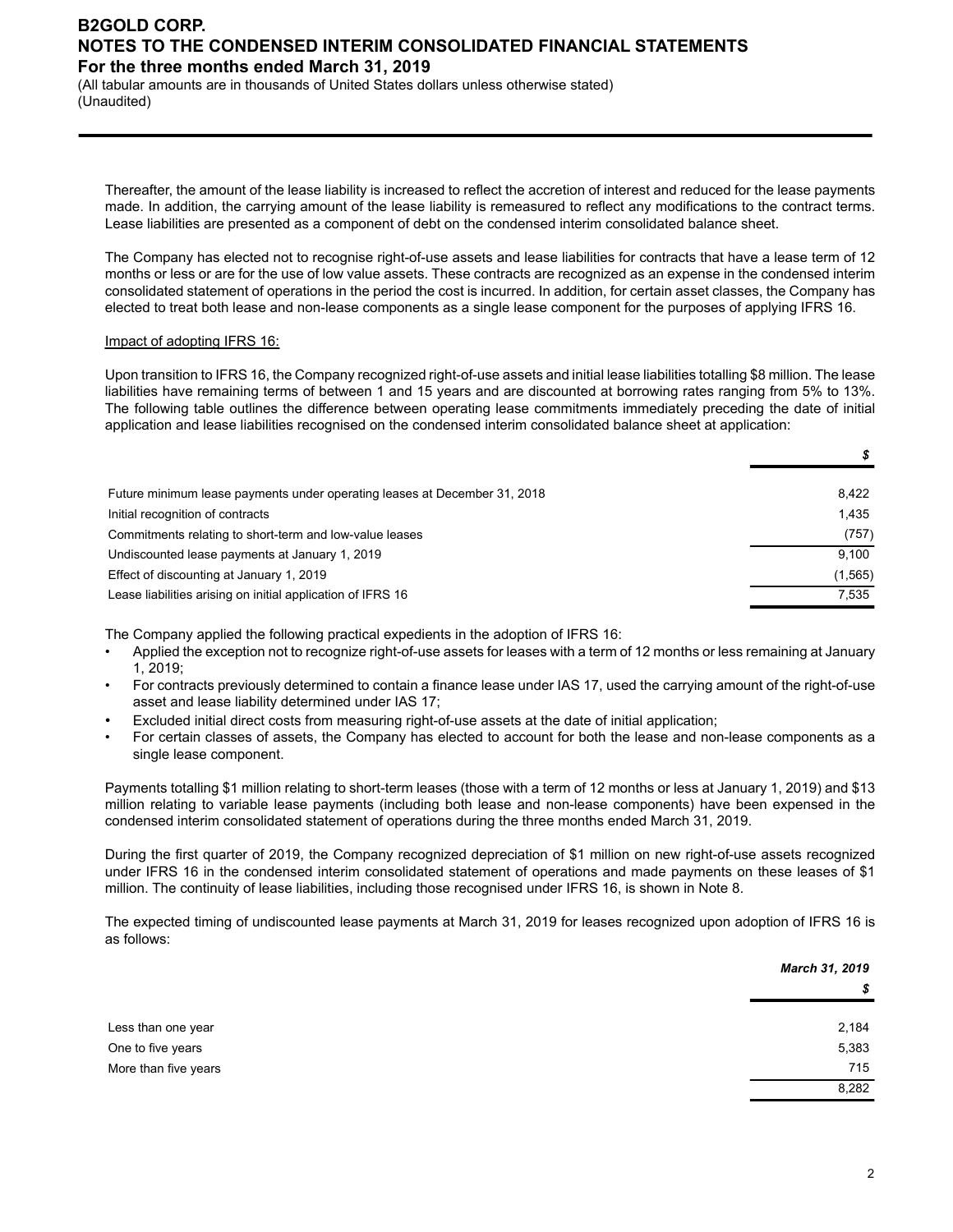Thereafter, the amount of the lease liability is increased to reflect the accretion of interest and reduced for the lease payments made. In addition, the carrying amount of the lease liability is remeasured to reflect any modifications to the contract terms. Lease liabilities are presented as a component of debt on the condensed interim consolidated balance sheet.

The Company has elected not to recognise right-of-use assets and lease liabilities for contracts that have a lease term of 12 months or less or are for the use of low value assets. These contracts are recognized as an expense in the condensed interim consolidated statement of operations in the period the cost is incurred. In addition, for certain asset classes, the Company has elected to treat both lease and non-lease components as a single lease component for the purposes of applying IFRS 16.

Impact of adopting IFRS 16:

Upon transition to IFRS 16, the Company recognized right-of-use assets and initial lease liabilities totalling $8 million. The lease liabilities have remaining terms of between 1 and 15 years and are discounted at borrowing rates ranging from 5% to 13%. The following table outlines the difference between operating lease commitments immediately preceding the date of initial application and lease liabilities recognised on the condensed interim consolidated balance sheet at application:

| | *$* |
|---|---|
| Future minimum lease payments under operating leases at December 31, 2018 | 8,422 |
| Initial recognition of contracts | 1,435 |
| Commitments relating to short-term and low-value leases | (757) |
| Undiscounted lease payments at January 1, 2019 | 9,100 |
| Effect of discounting at January 1, 2019 | (1,565) |
| Lease liabilities arising on initial application of IFRS 16 | 7,535 |

The Company applied the following practical expedients in the adoption of IFRS 16:

- Applied the exception not to recognize right-of-use assets for leases with a term of 12 months or less remaining at January 1, 2019;
- For contracts previously determined to contain a finance lease under IAS 17, used the carrying amount of the right-of-use asset and lease liability determined under IAS 17;
- Excluded initial direct costs from measuring right-of-use assets at the date of initial application;
- For certain classes of assets, the Company has elected to account for both the lease and non-lease components as a single lease component.

Payments totalling $1 million relating to short-term leases (those with a term of 12 months or less at January 1, 2019) and $13 million relating to variable lease payments (including both lease and non-lease components) have been expensed in the condensed interim consolidated statement of operations during the three months ended March 31, 2019.

During the first quarter of 2019, the Company recognized depreciation of $1 million on new right-of-use assets recognized under IFRS 16 in the condensed interim consolidated statement of operations and made payments on these leases of $1 million. The continuity of lease liabilities, including those recognised under IFRS 16, is shown in Note 8.

The expected timing of undiscounted lease payments at March 31, 2019 for leases recognized upon adoption of IFRS 16 is as follows:

| | *March 31, 2019* |
|---|---|
| | *$* |
| Less than one year | 2,184 |
| One to five years | 5,383 |
| More than five years | 715 |
| | 8,282 |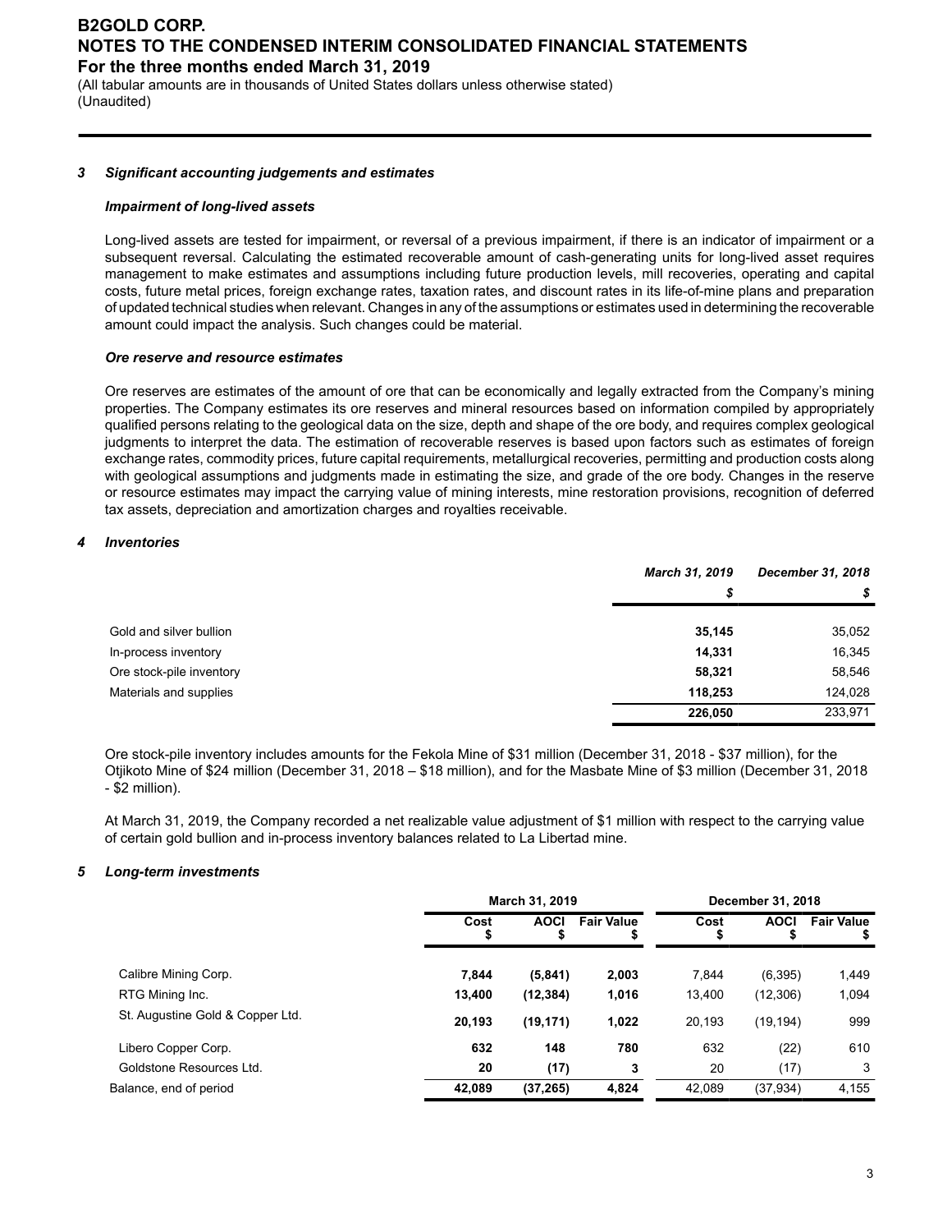### 3 Significant accounting judgements and estimates

#### *Impairment of long-lived assets*

Long-lived assets are tested for impairment, or reversal of a previous impairment, if there is an indicator of impairment or a subsequent reversal. Calculating the estimated recoverable amount of cash-generating units for long-lived asset requires management to make estimates and assumptions including future production levels, mill recoveries, operating and capital costs, future metal prices, foreign exchange rates, taxation rates, and discount rates in its life-of-mine plans and preparation of updated technical studies when relevant. Changes in any of the assumptions or estimates used in determining the recoverable amount could impact the analysis. Such changes could be material.

#### *Ore reserve and resource estimates*

Ore reserves are estimates of the amount of ore that can be economically and legally extracted from the Company's mining properties. The Company estimates its ore reserves and mineral resources based on information compiled by appropriately qualified persons relating to the geological data on the size, depth and shape of the ore body, and requires complex geological judgments to interpret the data. The estimation of recoverable reserves is based upon factors such as estimates of foreign exchange rates, commodity prices, future capital requirements, metallurgical recoveries, permitting and production costs along with geological assumptions and judgments made in estimating the size, and grade of the ore body. Changes in the reserve or resource estimates may impact the carrying value of mining interests, mine restoration provisions, recognition of deferred tax assets, depreciation and amortization charges and royalties receivable.

### 4 Inventories

| | *March 31, 2019* | *December 31, 2018* |
|---|---|---|
| | *$* | *$* |
| Gold and silver bullion | **35,145** | 35,052 |
| In-process inventory | **14,331** | 16,345 |
| Ore stock-pile inventory | **58,321** | 58,546 |
| Materials and supplies | **118,253** | 124,028 |
| | **226,050** | 233,971 |

Ore stock-pile inventory includes amounts for the Fekola Mine of $31 million (December 31, 2018 - $37 million), for the Otjikoto Mine of $24 million (December 31, 2018 – $18 million), and for the Masbate Mine of $3 million (December 31, 2018 - $2 million).

At March 31, 2019, the Company recorded a net realizable value adjustment of $1 million with respect to the carrying value of certain gold bullion and in-process inventory balances related to La Libertad mine.

### 5 Long-term investments

| | March 31, 2019 | | | December 31, 2018 | | |
|---|---|---|---|---|---|---|
| | Cost $ | AOCI $ | Fair Value $ | Cost $ | AOCI $ | Fair Value $ |
| Calibre Mining Corp. | **7,844** | **(5,841)** | **2,003** | 7,844 | (6,395) | 1,449 |
| RTG Mining Inc. | **13,400** | **(12,384)** | **1,016** | 13,400 | (12,306) | 1,094 |
| St. Augustine Gold & Copper Ltd. | **20,193** | **(19,171)** | **1,022** | 20,193 | (19,194) | 999 |
| Libero Copper Corp. | **632** | **148** | **780** | 632 | (22) | 610 |
| Goldstone Resources Ltd. | **20** | **(17)** | **3** | 20 | (17) | 3 |
| Balance, end of period | **42,089** | **(37,265)** | **4,824** | 42,089 | (37,934) | 4,155 |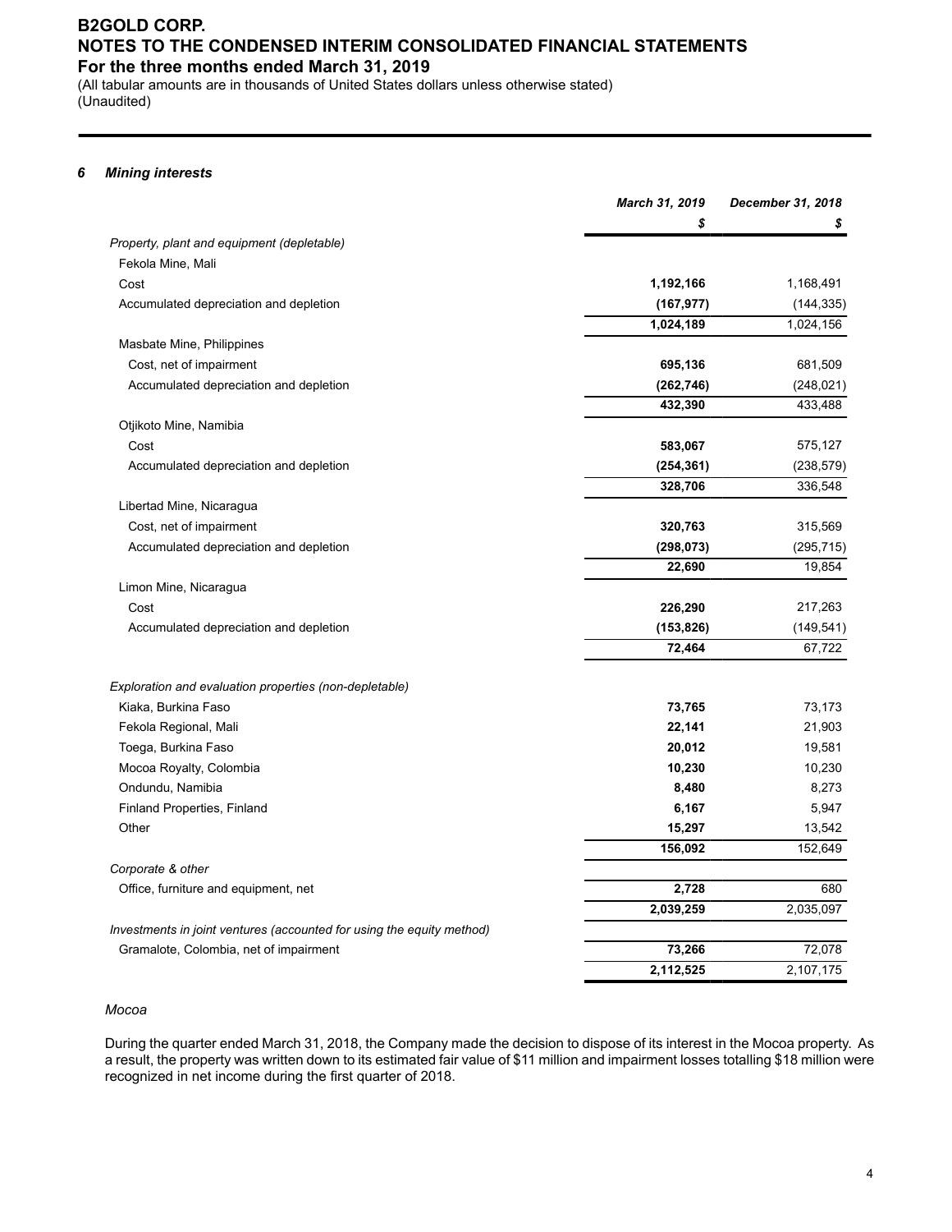### 6 Mining interests

| | March 31, 2019 | December 31, 2018 |
|---|---|---|
| | $ | $ |
| *Property, plant and equipment (depletable)* | | |
| Fekola Mine, Mali | | |
| Cost | **1,192,166** | 1,168,491 |
| Accumulated depreciation and depletion | **(167,977)** | (144,335) |
| | **1,024,189** | 1,024,156 |
| Masbate Mine, Philippines | | |
| Cost, net of impairment | **695,136** | 681,509 |
| Accumulated depreciation and depletion | **(262,746)** | (248,021) |
| | **432,390** | 433,488 |
| Otjikoto Mine, Namibia | | |
| Cost | **583,067** | 575,127 |
| Accumulated depreciation and depletion | **(254,361)** | (238,579) |
| | **328,706** | 336,548 |
| Libertad Mine, Nicaragua | | |
| Cost, net of impairment | **320,763** | 315,569 |
| Accumulated depreciation and depletion | **(298,073)** | (295,715) |
| | **22,690** | 19,854 |
| Limon Mine, Nicaragua | | |
| Cost | **226,290** | 217,263 |
| Accumulated depreciation and depletion | **(153,826)** | (149,541) |
| | **72,464** | 67,722 |
| *Exploration and evaluation properties (non-depletable)* | | |
| Kiaka, Burkina Faso | **73,765** | 73,173 |
| Fekola Regional, Mali | **22,141** | 21,903 |
| Toega, Burkina Faso | **20,012** | 19,581 |
| Mocoa Royalty, Colombia | **10,230** | 10,230 |
| Ondundu, Namibia | **8,480** | 8,273 |
| Finland Properties, Finland | **6,167** | 5,947 |
| Other | **15,297** | 13,542 |
| | **156,092** | 152,649 |
| *Corporate & other* | | |
| Office, furniture and equipment, net | **2,728** | 680 |
| | **2,039,259** | 2,035,097 |
| *Investments in joint ventures (accounted for using the equity method)* | | |
| Gramalote, Colombia, net of impairment | **73,266** | 72,078 |
| | **2,112,525** | 2,107,175 |

*Mocoa*

During the quarter ended March 31, 2018, the Company made the decision to dispose of its interest in the Mocoa property. As a result, the property was written down to its estimated fair value of $11 million and impairment losses totalling $18 million were recognized in net income during the first quarter of 2018.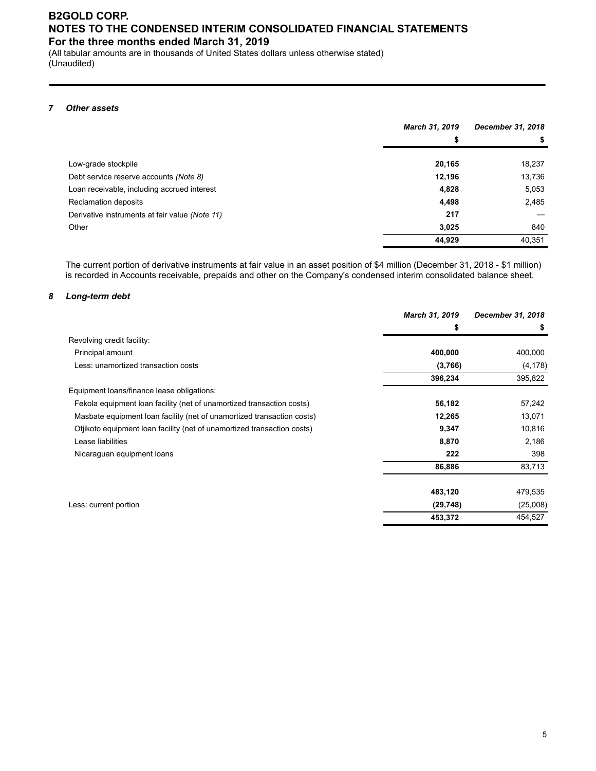### 7 *Other assets*

| | *March 31, 2019* | *December 31, 2018* |
|---|---|---|
| | **$** | **$** |
| Low-grade stockpile | **20,165** | 18,237 |
| Debt service reserve accounts *(Note 8)* | **12,196** | 13,736 |
| Loan receivable, including accrued interest | **4,828** | 5,053 |
| Reclamation deposits | **4,498** | 2,485 |
| Derivative instruments at fair value *(Note 11)* | **217** | — |
| Other | **3,025** | 840 |
| | **44,929** | 40,351 |

The current portion of derivative instruments at fair value in an asset position of $4 million (December 31, 2018 - $1 million) is recorded in Accounts receivable, prepaids and other on the Company's condensed interim consolidated balance sheet.

### 8 *Long-term debt*

| | *March 31, 2019* | *December 31, 2018* |
|---|---|---|
| | **$** | **$** |
| Revolving credit facility: | | |
| Principal amount | **400,000** | 400,000 |
| Less: unamortized transaction costs | **(3,766)** | (4,178) |
| | **396,234** | 395,822 |
| Equipment loans/finance lease obligations: | | |
| Fekola equipment loan facility (net of unamortized transaction costs) | **56,182** | 57,242 |
| Masbate equipment loan facility (net of unamortized transaction costs) | **12,265** | 13,071 |
| Otjikoto equipment loan facility (net of unamortized transaction costs) | **9,347** | 10,816 |
| Lease liabilities | **8,870** | 2,186 |
| Nicaraguan equipment loans | **222** | 398 |
| | **86,886** | 83,713 |
| | | |
| | **483,120** | 479,535 |
| Less: current portion | **(29,748)** | (25,008) |
| | **453,372** | 454,527 |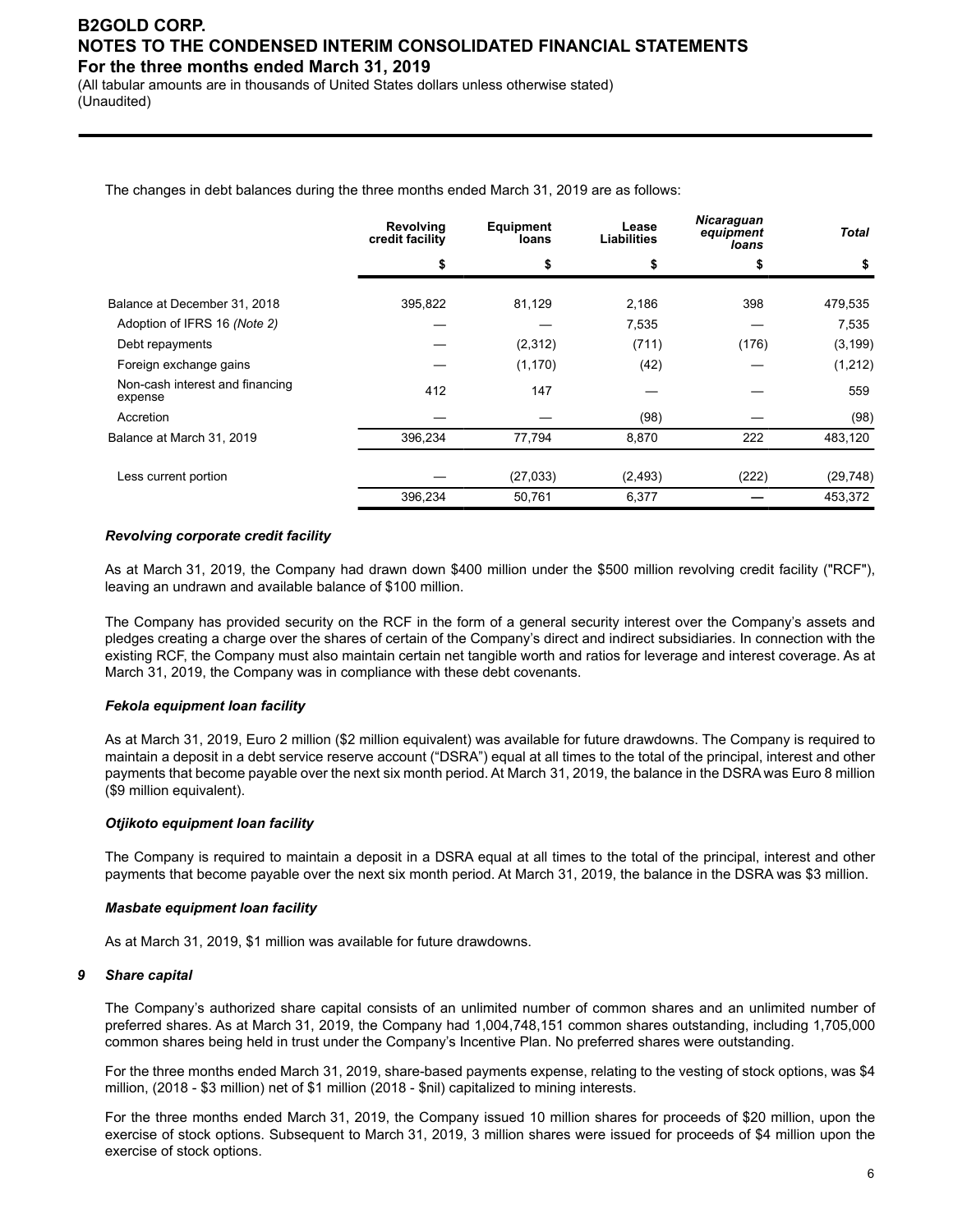The changes in debt balances during the three months ended March 31, 2019 are as follows:

| | Revolving credit facility | Equipment loans | Lease Liabilities | *Nicaraguan equipment loans* | ***Total*** |
|---|---|---|---|---|---|
| | $ | $ | $ | $ | $ |
| Balance at December 31, 2018 | 395,822 | 81,129 | 2,186 | 398 | 479,535 |
| Adoption of IFRS 16 *(Note 2)* | — | — | 7,535 | — | 7,535 |
| Debt repayments | — | (2,312) | (711) | (176) | (3,199) |
| Foreign exchange gains | — | (1,170) | (42) | — | (1,212) |
| Non-cash interest and financing expense | 412 | 147 | — | — | 559 |
| Accretion | — | — | (98) | — | (98) |
| Balance at March 31, 2019 | 396,234 | 77,794 | 8,870 | 222 | 483,120 |
| Less current portion | — | (27,033) | (2,493) | (222) | (29,748) |
| | 396,234 | 50,761 | 6,377 | — | 453,372 |

***Revolving corporate credit facility***

As at March 31, 2019, the Company had drawn down $400 million under the $500 million revolving credit facility ("RCF"), leaving an undrawn and available balance of $100 million.

The Company has provided security on the RCF in the form of a general security interest over the Company's assets and pledges creating a charge over the shares of certain of the Company's direct and indirect subsidiaries. In connection with the existing RCF, the Company must also maintain certain net tangible worth and ratios for leverage and interest coverage. As at March 31, 2019, the Company was in compliance with these debt covenants.

***Fekola equipment loan facility***

As at March 31, 2019, Euro 2 million ($2 million equivalent) was available for future drawdowns. The Company is required to maintain a deposit in a debt service reserve account ("DSRA") equal at all times to the total of the principal, interest and other payments that become payable over the next six month period. At March 31, 2019, the balance in the DSRA was Euro 8 million ($9 million equivalent).

***Otjikoto equipment loan facility***

The Company is required to maintain a deposit in a DSRA equal at all times to the total of the principal, interest and other payments that become payable over the next six month period. At March 31, 2019, the balance in the DSRA was $3 million.

***Masbate equipment loan facility***

As at March 31, 2019, $1 million was available for future drawdowns.

## *9 Share capital*

The Company's authorized share capital consists of an unlimited number of common shares and an unlimited number of preferred shares. As at March 31, 2019, the Company had 1,004,748,151 common shares outstanding, including 1,705,000 common shares being held in trust under the Company's Incentive Plan. No preferred shares were outstanding.

For the three months ended March 31, 2019, share-based payments expense, relating to the vesting of stock options, was $4 million, (2018 - $3 million) net of $1 million (2018 - $nil) capitalized to mining interests.

For the three months ended March 31, 2019, the Company issued 10 million shares for proceeds of $20 million, upon the exercise of stock options. Subsequent to March 31, 2019, 3 million shares were issued for proceeds of $4 million upon the exercise of stock options.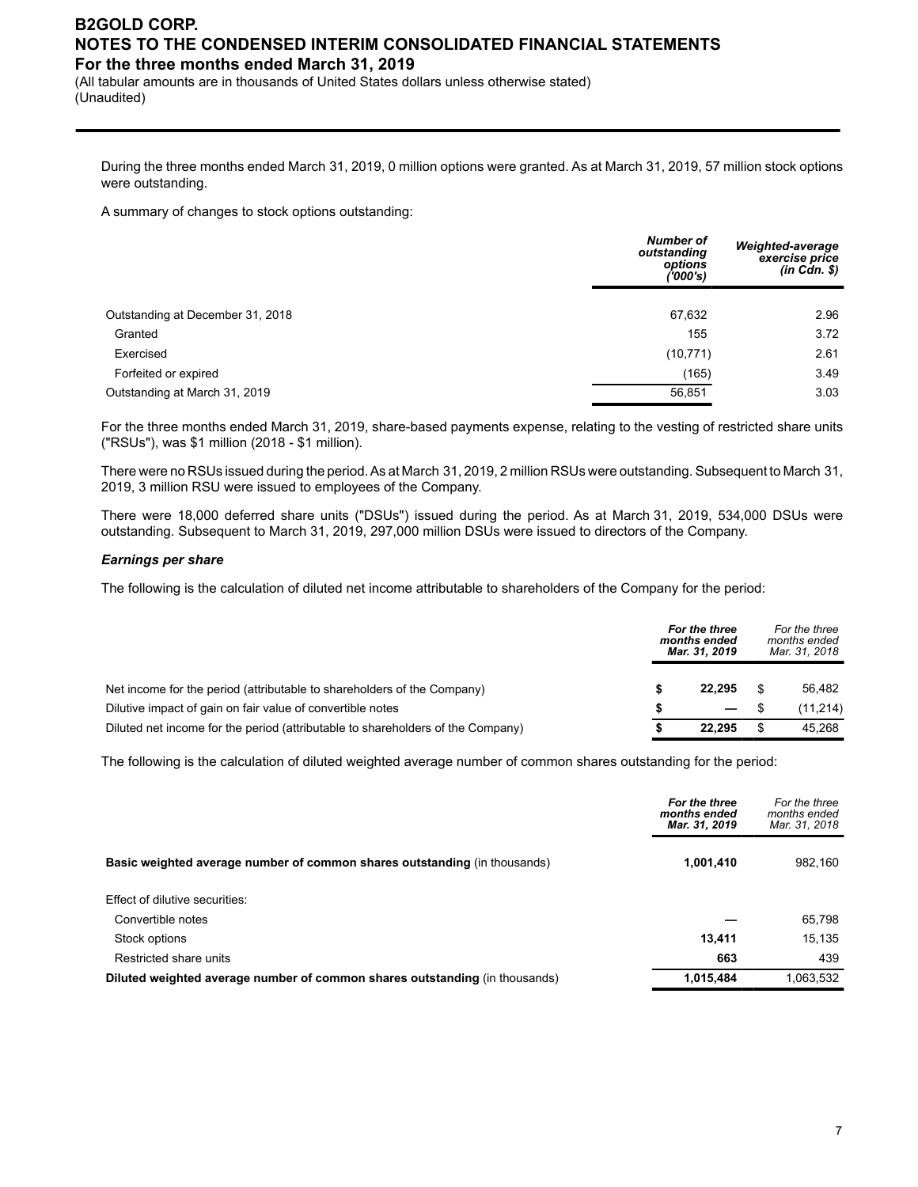During the three months ended March 31, 2019, 0 million options were granted. As at March 31, 2019, 57 million stock options were outstanding.

A summary of changes to stock options outstanding:

| | ***Number of outstanding options ('000's)*** | ***Weighted-average exercise price (in Cdn. $)*** |
|---|---|---|
| Outstanding at December 31, 2018 | 67,632 | 2.96 |
| Granted | 155 | 3.72 |
| Exercised | (10,771) | 2.61 |
| Forfeited or expired | (165) | 3.49 |
| Outstanding at March 31, 2019 | 56,851 | 3.03 |

For the three months ended March 31, 2019, share-based payments expense, relating to the vesting of restricted share units ("RSUs"), was $1 million (2018 - $1 million).

There were no RSUs issued during the period. As at March 31, 2019, 2 million RSUs were outstanding. Subsequent to March 31, 2019, 3 million RSU were issued to employees of the Company.

There were 18,000 deferred share units ("DSUs") issued during the period. As at March 31, 2019, 534,000 DSUs were outstanding. Subsequent to March 31, 2019, 297,000 million DSUs were issued to directors of the Company.

***Earnings per share***

The following is the calculation of diluted net income attributable to shareholders of the Company for the period:

| | ***For the three months ended Mar. 31, 2019*** | *For the three months ended Mar. 31, 2018* |
|---|---|---|
| Net income for the period (attributable to shareholders of the Company) | **$ 22,295** | $ 56,482 |
| Dilutive impact of gain on fair value of convertible notes | **$ —** | $ (11,214) |
| Diluted net income for the period (attributable to shareholders of the Company) | **$ 22,295** | $ 45,268 |

The following is the calculation of diluted weighted average number of common shares outstanding for the period:

| | ***For the three months ended Mar. 31, 2019*** | *For the three months ended Mar. 31, 2018* |
|---|---|---|
| **Basic weighted average number of common shares outstanding** (in thousands) | **1,001,410** | 982,160 |
| Effect of dilutive securities: | | |
| Convertible notes | **—** | 65,798 |
| Stock options | **13,411** | 15,135 |
| Restricted share units | **663** | 439 |
| **Diluted weighted average number of common shares outstanding** (in thousands) | **1,015,484** | 1,063,532 |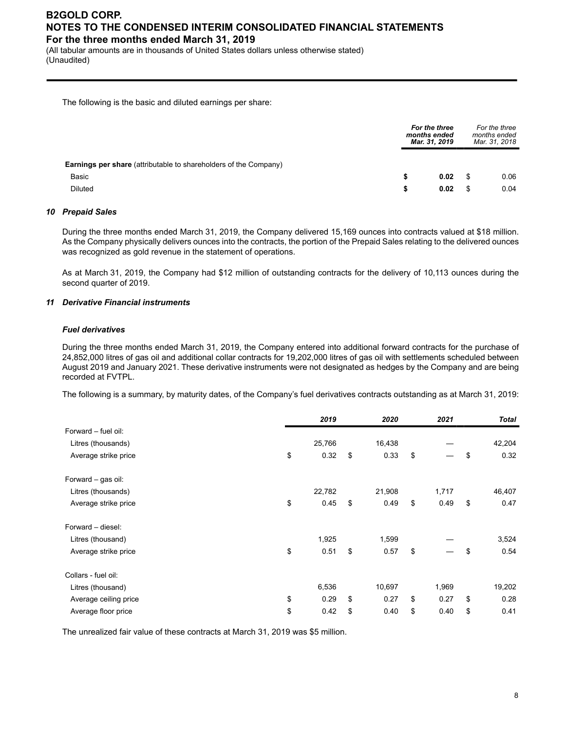The following is the basic and diluted earnings per share:

| | | For the three months ended Mar. 31, 2019 | | For the three months ended Mar. 31, 2018 |
|---|---|---|---|---|
| **Earnings per share** (attributable to shareholders of the Company) | | | | |
| Basic | **$** | **0.02** | $ | 0.06 |
| Diluted | **$** | **0.02** | $ | 0.04 |

### *10 Prepaid Sales*

During the three months ended March 31, 2019, the Company delivered 15,169 ounces into contracts valued at $18 million. As the Company physically delivers ounces into the contracts, the portion of the Prepaid Sales relating to the delivered ounces was recognized as gold revenue in the statement of operations.

As at March 31, 2019, the Company had $12 million of outstanding contracts for the delivery of 10,113 ounces during the second quarter of 2019.

### *11 Derivative Financial instruments*

#### *Fuel derivatives*

During the three months ended March 31, 2019, the Company entered into additional forward contracts for the purchase of 24,852,000 litres of gas oil and additional collar contracts for 19,202,000 litres of gas oil with settlements scheduled between August 2019 and January 2021. These derivative instruments were not designated as hedges by the Company and are being recorded at FVTPL.

The following is a summary, by maturity dates, of the Company's fuel derivatives contracts outstanding as at March 31, 2019:

| | | 2019 | | 2020 | | 2021 | | Total |
|---|---|---|---|---|---|---|---|---|
| Forward – fuel oil: | | | | | | | | |
| Litres (thousands) | | 25,766 | | 16,438 | | — | | 42,204 |
| Average strike price | $ | 0.32 | $ | 0.33 | $ | — | $ | 0.32 |
| Forward – gas oil: | | | | | | | | |
| Litres (thousands) | | 22,782 | | 21,908 | | 1,717 | | 46,407 |
| Average strike price | $ | 0.45 | $ | 0.49 | $ | 0.49 | $ | 0.47 |
| Forward – diesel: | | | | | | | | |
| Litres (thousand) | | 1,925 | | 1,599 | | — | | 3,524 |
| Average strike price | $ | 0.51 | $ | 0.57 | $ | — | $ | 0.54 |
| Collars - fuel oil: | | | | | | | | |
| Litres (thousand) | | 6,536 | | 10,697 | | 1,969 | | 19,202 |
| Average ceiling price | $ | 0.29 | $ | 0.27 | $ | 0.27 | $ | 0.28 |
| Average floor price | $ | 0.42 | $ | 0.40 | $ | 0.40 | $ | 0.41 |

The unrealized fair value of these contracts at March 31, 2019 was $5 million.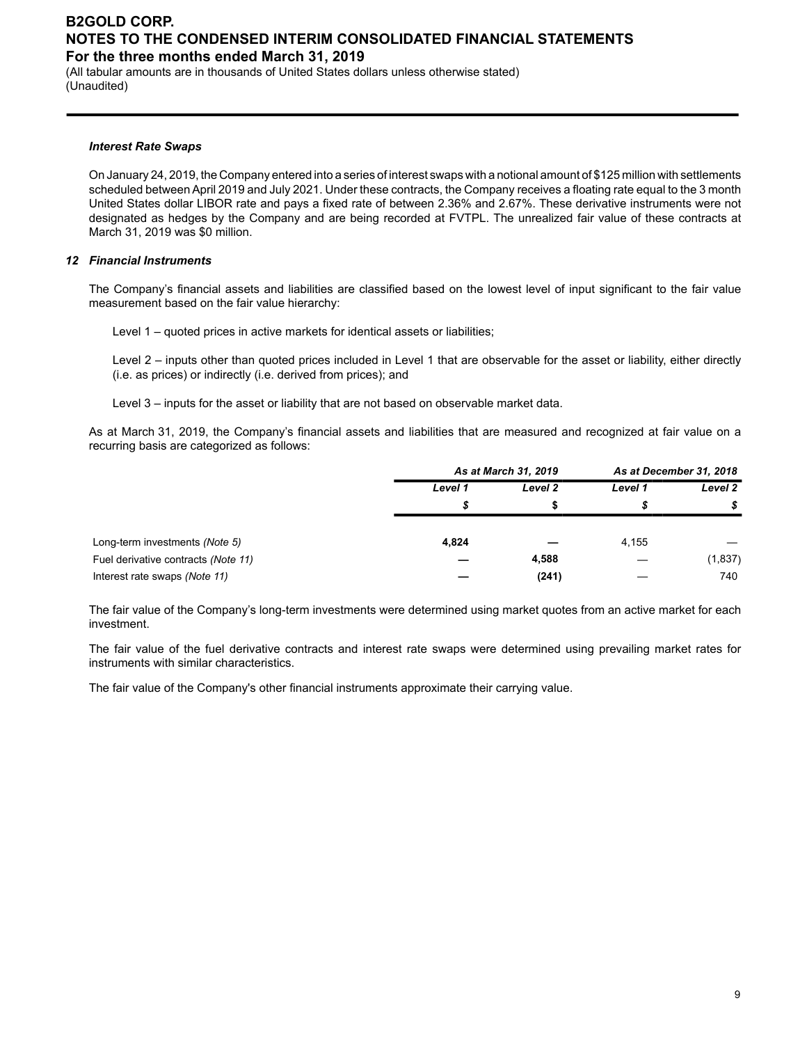### *Interest Rate Swaps*

On January 24, 2019, the Company entered into a series of interest swaps with a notional amount of $125 million with settlements scheduled between April 2019 and July 2021. Under these contracts, the Company receives a floating rate equal to the 3 month United States dollar LIBOR rate and pays a fixed rate of between 2.36% and 2.67%. These derivative instruments were not designated as hedges by the Company and are being recorded at FVTPL. The unrealized fair value of these contracts at March 31, 2019 was $0 million.

### *12 Financial Instruments*

The Company's financial assets and liabilities are classified based on the lowest level of input significant to the fair value measurement based on the fair value hierarchy:

Level 1 – quoted prices in active markets for identical assets or liabilities;

Level 2 – inputs other than quoted prices included in Level 1 that are observable for the asset or liability, either directly (i.e. as prices) or indirectly (i.e. derived from prices); and

Level 3 – inputs for the asset or liability that are not based on observable market data.

As at March 31, 2019, the Company's financial assets and liabilities that are measured and recognized at fair value on a recurring basis are categorized as follows:

| | *As at March 31, 2019* | | *As at December 31, 2018* | |
|---|---|---|---|---|
| | *Level 1* | *Level 2* | *Level 1* | *Level 2* |
| | *$* | *$* | *$* | *$* |
| Long-term investments *(Note 5)* | **4,824** | **—** | 4,155 | — |
| Fuel derivative contracts *(Note 11)* | **—** | **4,588** | — | (1,837) |
| Interest rate swaps *(Note 11)* | **—** | **(241)** | — | 740 |

The fair value of the Company's long-term investments were determined using market quotes from an active market for each investment.

The fair value of the fuel derivative contracts and interest rate swaps were determined using prevailing market rates for instruments with similar characteristics.

The fair value of the Company's other financial instruments approximate their carrying value.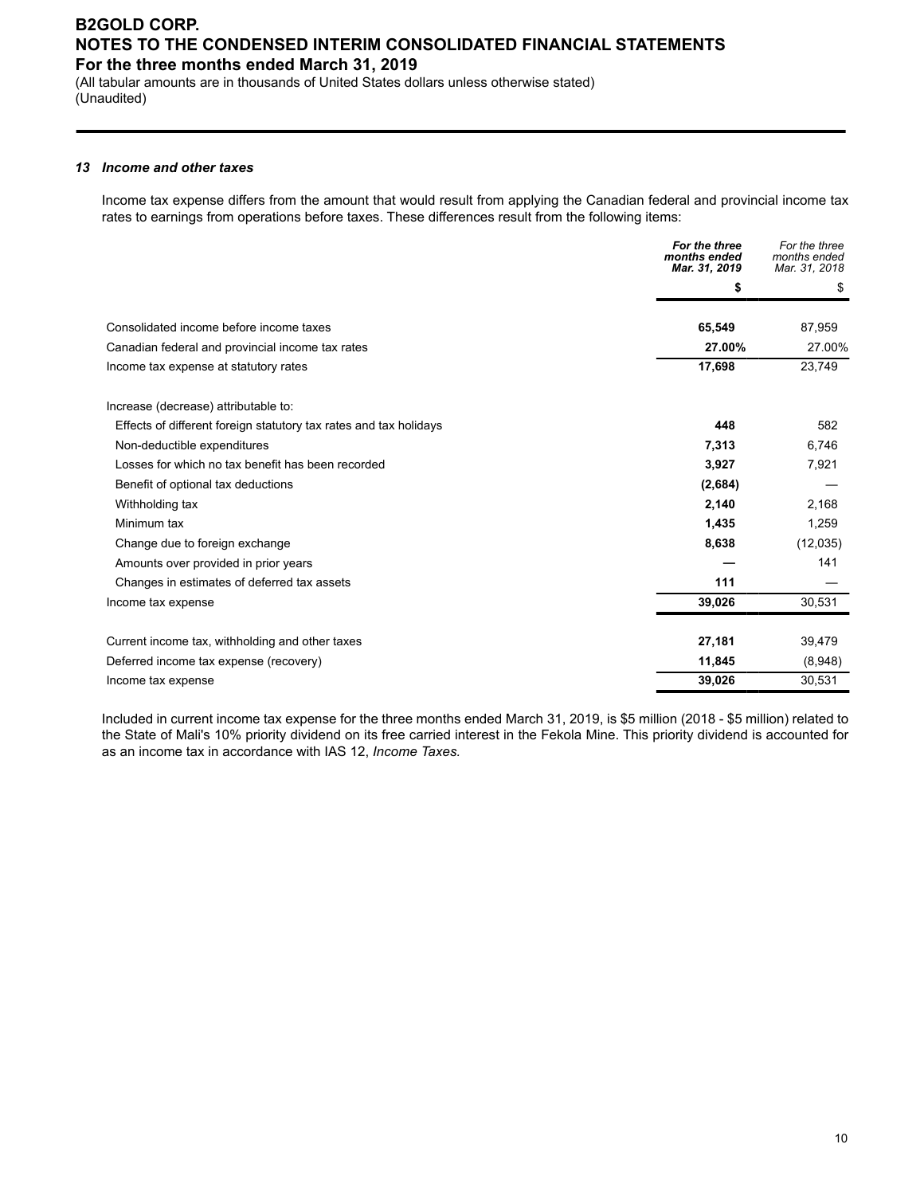**B2GOLD CORP.**
**NOTES TO THE CONDENSED INTERIM CONSOLIDATED FINANCIAL STATEMENTS**
**For the three months ended March 31, 2019**
(All tabular amounts are in thousands of United States dollars unless otherwise stated)
(Unaudited)

### *13 Income and other taxes*

Income tax expense differs from the amount that would result from applying the Canadian federal and provincial income tax rates to earnings from operations before taxes. These differences result from the following items:

| | ***For the three months ended Mar. 31, 2019*** | *For the three months ended Mar. 31, 2018* |
|---|---|---|
| | **$** | $ |
| Consolidated income before income taxes | **65,549** | 87,959 |
| Canadian federal and provincial income tax rates | **27.00%** | 27.00% |
| Income tax expense at statutory rates | **17,698** | 23,749 |
| Increase (decrease) attributable to: | | |
| Effects of different foreign statutory tax rates and tax holidays | **448** | 582 |
| Non-deductible expenditures | **7,313** | 6,746 |
| Losses for which no tax benefit has been recorded | **3,927** | 7,921 |
| Benefit of optional tax deductions | **(2,684)** | — |
| Withholding tax | **2,140** | 2,168 |
| Minimum tax | **1,435** | 1,259 |
| Change due to foreign exchange | **8,638** | (12,035) |
| Amounts over provided in prior years | **—** | 141 |
| Changes in estimates of deferred tax assets | **111** | — |
| Income tax expense | **39,026** | 30,531 |
| | | |
| Current income tax, withholding and other taxes | **27,181** | 39,479 |
| Deferred income tax expense (recovery) | **11,845** | (8,948) |
| Income tax expense | **39,026** | 30,531 |

Included in current income tax expense for the three months ended March 31, 2019, is $5 million (2018 - $5 million) related to the State of Mali's 10% priority dividend on its free carried interest in the Fekola Mine. This priority dividend is accounted for as an income tax in accordance with IAS 12, *Income Taxes.*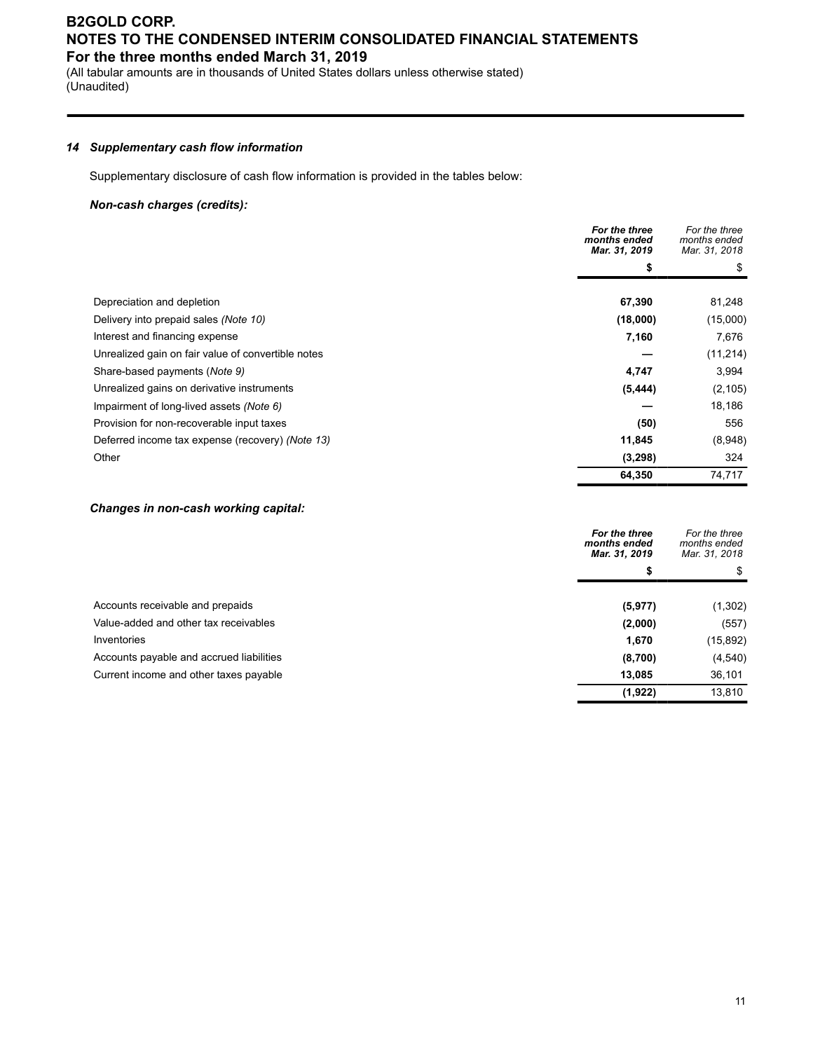## 14 Supplementary cash flow information

Supplementary disclosure of cash flow information is provided in the tables below:

### Non-cash charges (credits):

| | **For the three months ended Mar. 31, 2019** | *For the three months ended Mar. 31, 2018* |
|---|---|---|
| | **$** | $ |
| Depreciation and depletion | **67,390** | 81,248 |
| Delivery into prepaid sales *(Note 10)* | **(18,000)** | (15,000) |
| Interest and financing expense | **7,160** | 7,676 |
| Unrealized gain on fair value of convertible notes | **—** | (11,214) |
| Share-based payments (*Note 9)* | **4,747** | 3,994 |
| Unrealized gains on derivative instruments | **(5,444)** | (2,105) |
| Impairment of long-lived assets *(Note 6)* | **—** | 18,186 |
| Provision for non-recoverable input taxes | **(50)** | 556 |
| Deferred income tax expense (recovery) *(Note 13)* | **11,845** | (8,948) |
| Other | **(3,298)** | 324 |
| | **64,350** | 74,717 |

### Changes in non-cash working capital:

| | **For the three months ended Mar. 31, 2019** | *For the three months ended Mar. 31, 2018* |
|---|---|---|
| | **$** | $ |
| Accounts receivable and prepaids | **(5,977)** | (1,302) |
| Value-added and other tax receivables | **(2,000)** | (557) |
| Inventories | **1,670** | (15,892) |
| Accounts payable and accrued liabilities | **(8,700)** | (4,540) |
| Current income and other taxes payable | **13,085** | 36,101 |
| | **(1,922)** | 13,810 |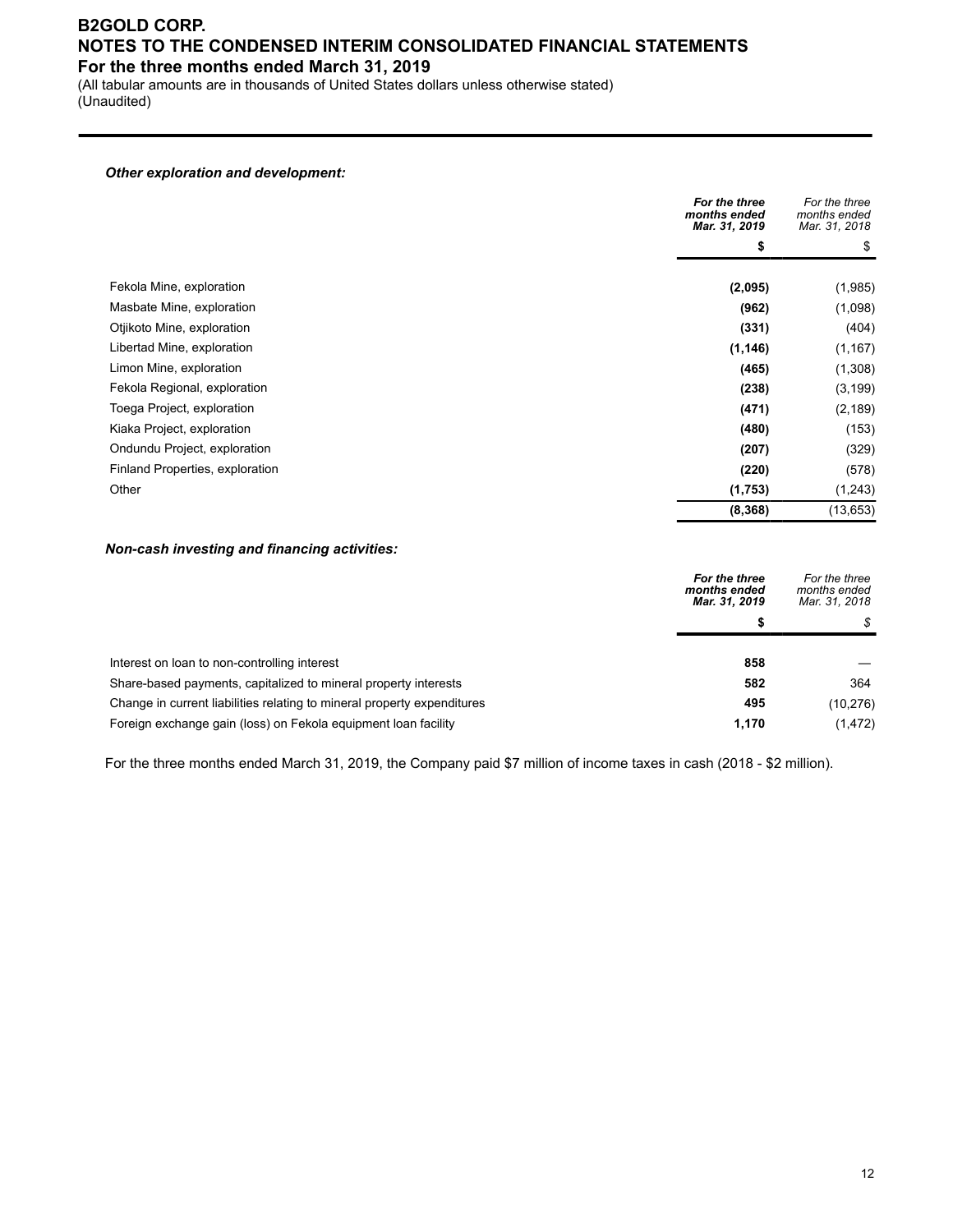**_Other exploration and development:_**

| | ***For the three months ended Mar. 31, 2019*** | *For the three months ended Mar. 31, 2018* |
|---|---|---|
| | **$** | $ |
| Fekola Mine, exploration | **(2,095)** | (1,985) |
| Masbate Mine, exploration | **(962)** | (1,098) |
| Otjikoto Mine, exploration | **(331)** | (404) |
| Libertad Mine, exploration | **(1,146)** | (1,167) |
| Limon Mine, exploration | **(465)** | (1,308) |
| Fekola Regional, exploration | **(238)** | (3,199) |
| Toega Project, exploration | **(471)** | (2,189) |
| Kiaka Project, exploration | **(480)** | (153) |
| Ondundu Project, exploration | **(207)** | (329) |
| Finland Properties, exploration | **(220)** | (578) |
| Other | **(1,753)** | (1,243) |
| | **(8,368)** | (13,653) |

**_Non-cash investing and financing activities:_**

| | ***For the three months ended Mar. 31, 2019*** | *For the three months ended Mar. 31, 2018* |
|---|---|---|
| | **$** | *$* |
| Interest on loan to non-controlling interest | **858** | — |
| Share-based payments, capitalized to mineral property interests | **582** | 364 |
| Change in current liabilities relating to mineral property expenditures | **495** | (10,276) |
| Foreign exchange gain (loss) on Fekola equipment loan facility | **1,170** | (1,472) |

For the three months ended March 31, 2019, the Company paid $7 million of income taxes in cash (2018 - $2 million).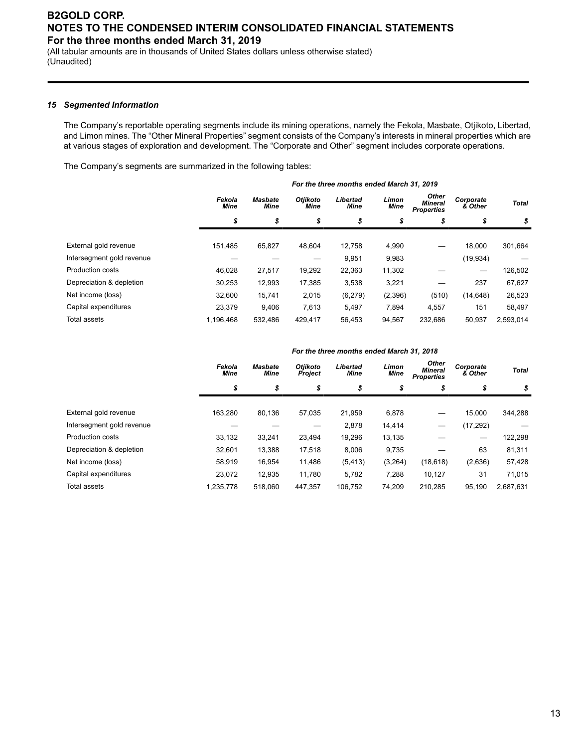## 15 Segmented Information

The Company's reportable operating segments include its mining operations, namely the Fekola, Masbate, Otjikoto, Libertad, and Limon mines. The "Other Mineral Properties" segment consists of the Company's interests in mineral properties which are at various stages of exploration and development. The "Corporate and Other" segment includes corporate operations.

The Company's segments are summarized in the following tables:

| | *For the three months ended March 31, 2019* | | | | | | | |
|---|---|---|---|---|---|---|---|---|
| | *Fekola Mine* | *Masbate Mine* | *Otjikoto Mine* | *Libertad Mine* | *Limon Mine* | *Other Mineral Properties* | *Corporate & Other* | *Total* |
| | *$* | *$* | *$* | *$* | *$* | *$* | *$* | *$* |
| External gold revenue | 151,485 | 65,827 | 48,604 | 12,758 | 4,990 | — | 18,000 | 301,664 |
| Intersegment gold revenue | — | — | — | 9,951 | 9,983 | | (19,934) | — |
| Production costs | 46,028 | 27,517 | 19,292 | 22,363 | 11,302 | — | — | 126,502 |
| Depreciation & depletion | 30,253 | 12,993 | 17,385 | 3,538 | 3,221 | — | 237 | 67,627 |
| Net income (loss) | 32,600 | 15,741 | 2,015 | (6,279) | (2,396) | (510) | (14,648) | 26,523 |
| Capital expenditures | 23,379 | 9,406 | 7,613 | 5,497 | 7,894 | 4,557 | 151 | 58,497 |
| Total assets | 1,196,468 | 532,486 | 429,417 | 56,453 | 94,567 | 232,686 | 50,937 | 2,593,014 |

| | *For the three months ended March 31, 2018* | | | | | | | |
|---|---|---|---|---|---|---|---|---|
| | *Fekola Mine* | *Masbate Mine* | *Otjikoto Project* | *Libertad Mine* | *Limon Mine* | *Other Mineral Properties* | *Corporate & Other* | *Total* |
| | *$* | *$* | *$* | *$* | *$* | *$* | *$* | *$* |
| External gold revenue | 163,280 | 80,136 | 57,035 | 21,959 | 6,878 | — | 15,000 | 344,288 |
| Intersegment gold revenue | — | — | — | 2,878 | 14,414 | — | (17,292) | — |
| Production costs | 33,132 | 33,241 | 23,494 | 19,296 | 13,135 | — | — | 122,298 |
| Depreciation & depletion | 32,601 | 13,388 | 17,518 | 8,006 | 9,735 | — | 63 | 81,311 |
| Net income (loss) | 58,919 | 16,954 | 11,486 | (5,413) | (3,264) | (18,618) | (2,636) | 57,428 |
| Capital expenditures | 23,072 | 12,935 | 11,780 | 5,782 | 7,288 | 10,127 | 31 | 71,015 |
| Total assets | 1,235,778 | 518,060 | 447,357 | 106,752 | 74,209 | 210,285 | 95,190 | 2,687,631 |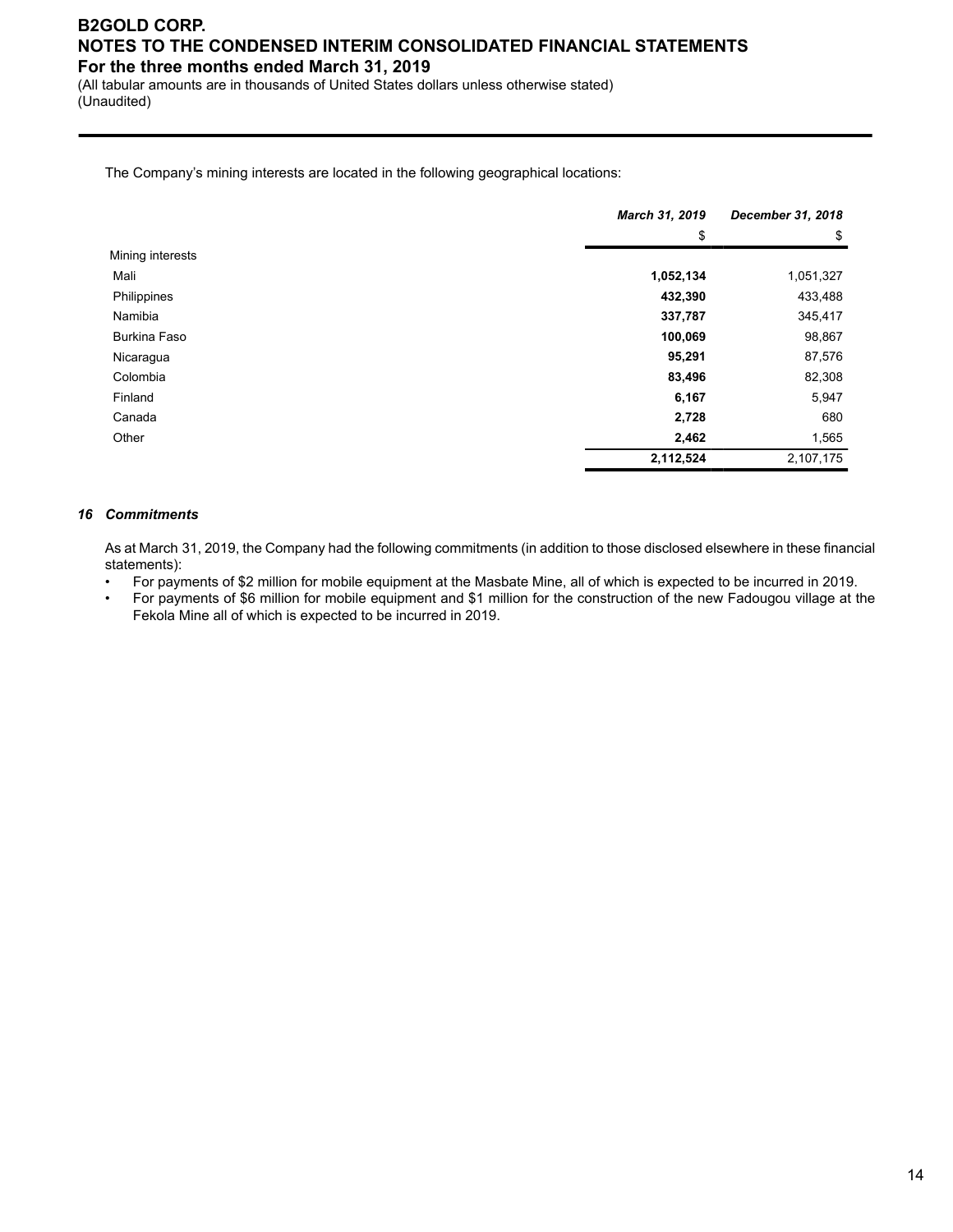The Company's mining interests are located in the following geographical locations:

| | March 31, 2019 | December 31, 2018 |
|---|---|---|
| | $ | $ |
| Mining interests | | |
| Mali | **1,052,134** | 1,051,327 |
| Philippines | **432,390** | 433,488 |
| Namibia | **337,787** | 345,417 |
| Burkina Faso | **100,069** | 98,867 |
| Nicaragua | **95,291** | 87,576 |
| Colombia | **83,496** | 82,308 |
| Finland | **6,167** | 5,947 |
| Canada | **2,728** | 680 |
| Other | **2,462** | 1,565 |
| | **2,112,524** | 2,107,175 |

### 16 Commitments

As at March 31, 2019, the Company had the following commitments (in addition to those disclosed elsewhere in these financial statements):

- For payments of $2 million for mobile equipment at the Masbate Mine, all of which is expected to be incurred in 2019.
- For payments of $6 million for mobile equipment and $1 million for the construction of the new Fadougou village at the Fekola Mine all of which is expected to be incurred in 2019.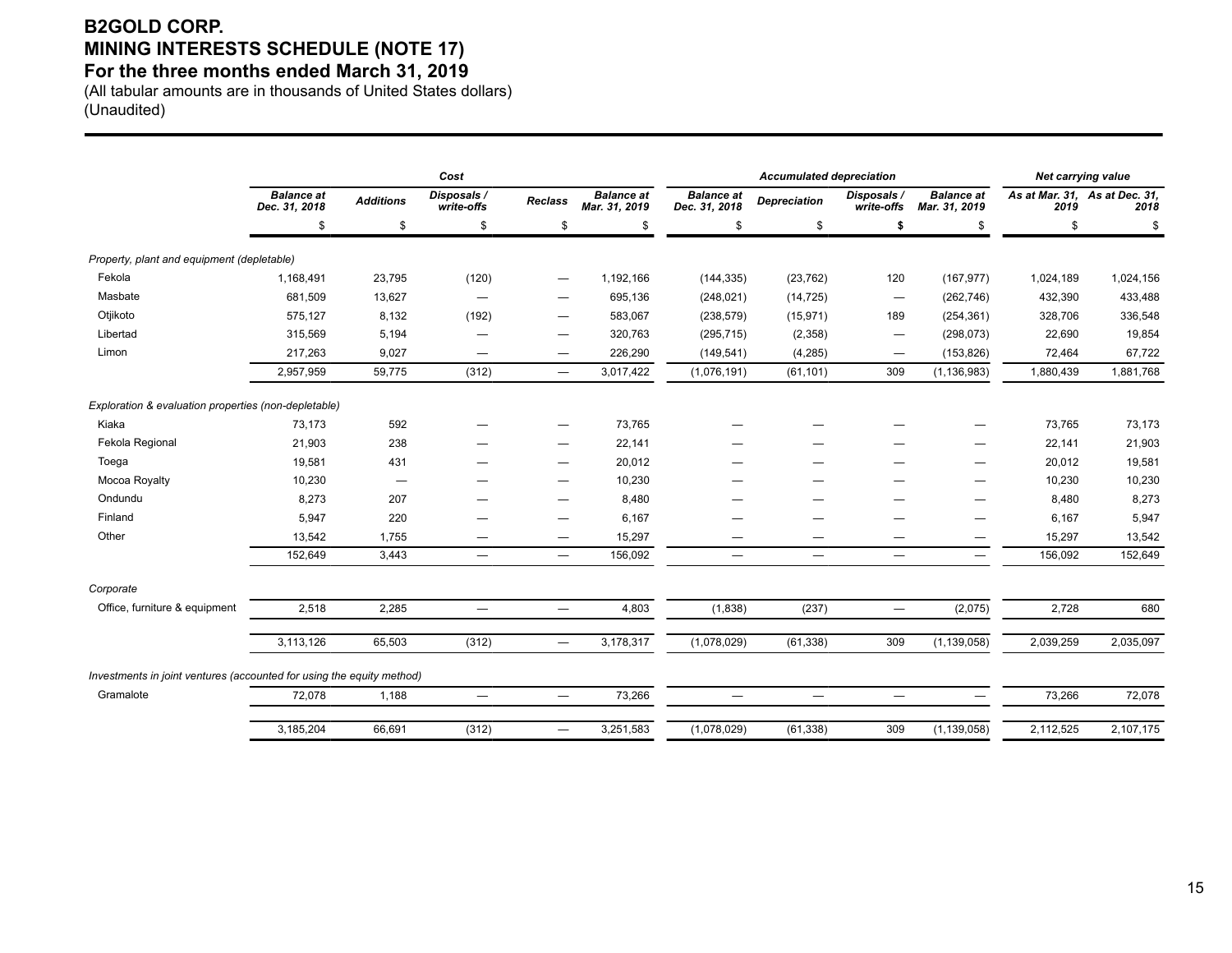# B2GOLD CORP.
# MINING INTERESTS SCHEDULE (NOTE 17)
# For the three months ended March 31, 2019

(All tabular amounts are in thousands of United States dollars)
(Unaudited)

| | *Cost* | | | | | *Accumulated depreciation* | | | | *Net carrying value* | |
|---|---|---|---|---|---|---|---|---|---|---|---|
| | ***Balance at Dec. 31, 2018*** | ***Additions*** | ***Disposals / write-offs*** | ***Reclass*** | ***Balance at Mar. 31, 2019*** | ***Balance at Dec. 31, 2018*** | ***Depreciation*** | ***Disposals / write-offs*** | ***Balance at Mar. 31, 2019*** | ***As at Mar. 31, 2019*** | ***As at Dec. 31, 2018*** |
| | $ | $ | $ | $ | $ | $ | $ | **$** | $ | $ | $ |
| *Property, plant and equipment (depletable)* | | | | | | | | | | | |
| Fekola | 1,168,491 | 23,795 | (120) | — | 1,192,166 | (144,335) | (23,762) | 120 | (167,977) | 1,024,189 | 1,024,156 |
| Masbate | 681,509 | 13,627 | — | — | 695,136 | (248,021) | (14,725) | — | (262,746) | 432,390 | 433,488 |
| Otjikoto | 575,127 | 8,132 | (192) | — | 583,067 | (238,579) | (15,971) | 189 | (254,361) | 328,706 | 336,548 |
| Libertad | 315,569 | 5,194 | — | — | 320,763 | (295,715) | (2,358) | — | (298,073) | 22,690 | 19,854 |
| Limon | 217,263 | 9,027 | — | — | 226,290 | (149,541) | (4,285) | — | (153,826) | 72,464 | 67,722 |
| | 2,957,959 | 59,775 | (312) | — | 3,017,422 | (1,076,191) | (61,101) | 309 | (1,136,983) | 1,880,439 | 1,881,768 |
| *Exploration & evaluation properties (non-depletable)* | | | | | | | | | | | |
| Kiaka | 73,173 | 592 | — | — | 73,765 | — | — | — | — | 73,765 | 73,173 |
| Fekola Regional | 21,903 | 238 | — | — | 22,141 | — | — | — | — | 22,141 | 21,903 |
| Toega | 19,581 | 431 | — | — | 20,012 | — | — | — | — | 20,012 | 19,581 |
| Mocoa Royalty | 10,230 | — | — | — | 10,230 | — | — | — | — | 10,230 | 10,230 |
| Ondundu | 8,273 | 207 | — | — | 8,480 | — | — | — | — | 8,480 | 8,273 |
| Finland | 5,947 | 220 | — | — | 6,167 | — | — | — | — | 6,167 | 5,947 |
| Other | 13,542 | 1,755 | — | — | 15,297 | — | — | — | — | 15,297 | 13,542 |
| | 152,649 | 3,443 | — | — | 156,092 | — | — | — | — | 156,092 | 152,649 |
| *Corporate* | | | | | | | | | | | |
| Office, furniture & equipment | 2,518 | 2,285 | — | — | 4,803 | (1,838) | (237) | — | (2,075) | 2,728 | 680 |
| | 3,113,126 | 65,503 | (312) | — | 3,178,317 | (1,078,029) | (61,338) | 309 | (1,139,058) | 2,039,259 | 2,035,097 |
| *Investments in joint ventures (accounted for using the equity method)* | | | | | | | | | | | |
| Gramalote | 72,078 | 1,188 | — | — | 73,266 | — | — | — | — | 73,266 | 72,078 |
| | 3,185,204 | 66,691 | (312) | — | 3,251,583 | (1,078,029) | (61,338) | 309 | (1,139,058) | 2,112,525 | 2,107,175 |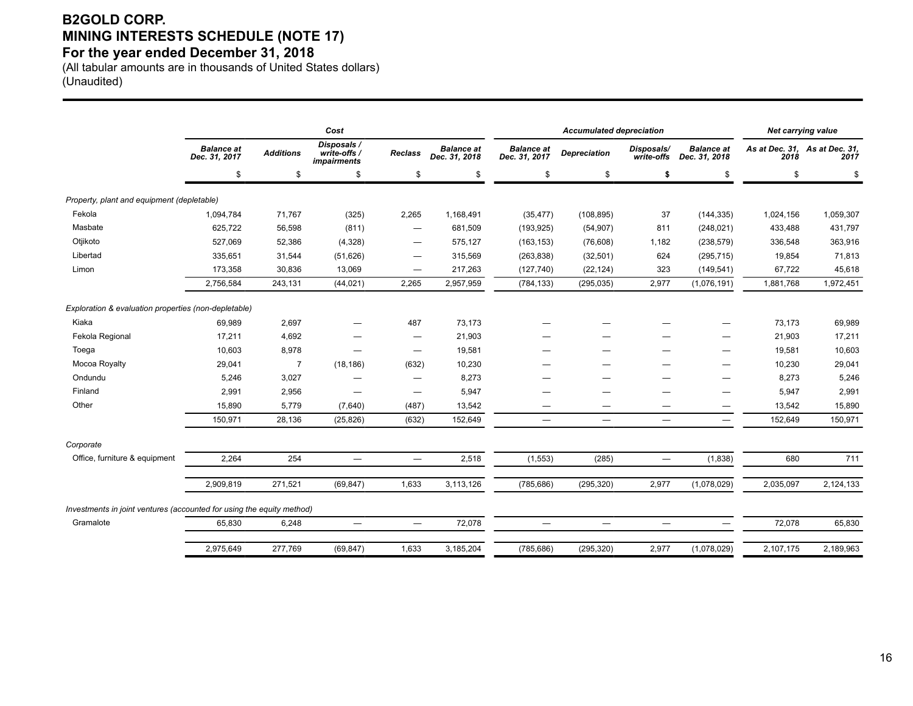# B2GOLD CORP.
# MINING INTERESTS SCHEDULE (NOTE 17)
# For the year ended December 31, 2018

(All tabular amounts are in thousands of United States dollars)
(Unaudited)

| | Cost | | | | | Accumulated depreciation | | | | Net carrying value | |
|---|---|---|---|---|---|---|---|---|---|---|---|
| | Balance at Dec. 31, 2017 | Additions | Disposals / write-offs / impairments | Reclass | Balance at Dec. 31, 2018 | Balance at Dec. 31, 2017 | Depreciation | Disposals/ write-offs | Balance at Dec. 31, 2018 | As at Dec. 31, 2018 | As at Dec. 31, 2017 |
| | $ | $ | $ | $ | $ | $ | $ | $ | $ | $ | $ |
| *Property, plant and equipment (depletable)* | | | | | | | | | | | |
| Fekola | 1,094,784 | 71,767 | (325) | 2,265 | 1,168,491 | (35,477) | (108,895) | 37 | (144,335) | 1,024,156 | 1,059,307 |
| Masbate | 625,722 | 56,598 | (811) | — | 681,509 | (193,925) | (54,907) | 811 | (248,021) | 433,488 | 431,797 |
| Otjikoto | 527,069 | 52,386 | (4,328) | — | 575,127 | (163,153) | (76,608) | 1,182 | (238,579) | 336,548 | 363,916 |
| Libertad | 335,651 | 31,544 | (51,626) | — | 315,569 | (263,838) | (32,501) | 624 | (295,715) | 19,854 | 71,813 |
| Limon | 173,358 | 30,836 | 13,069 | — | 217,263 | (127,740) | (22,124) | 323 | (149,541) | 67,722 | 45,618 |
| | 2,756,584 | 243,131 | (44,021) | 2,265 | 2,957,959 | (784,133) | (295,035) | 2,977 | (1,076,191) | 1,881,768 | 1,972,451 |
| *Exploration & evaluation properties (non-depletable)* | | | | | | | | | | | |
| Kiaka | 69,989 | 2,697 | — | 487 | 73,173 | — | — | — | — | 73,173 | 69,989 |
| Fekola Regional | 17,211 | 4,692 | — | — | 21,903 | — | — | — | — | 21,903 | 17,211 |
| Toega | 10,603 | 8,978 | — | — | 19,581 | — | — | — | — | 19,581 | 10,603 |
| Mocoa Royalty | 29,041 | 7 | (18,186) | (632) | 10,230 | — | — | — | — | 10,230 | 29,041 |
| Ondundu | 5,246 | 3,027 | — | — | 8,273 | — | — | — | — | 8,273 | 5,246 |
| Finland | 2,991 | 2,956 | — | — | 5,947 | — | — | — | — | 5,947 | 2,991 |
| Other | 15,890 | 5,779 | (7,640) | (487) | 13,542 | — | — | — | — | 13,542 | 15,890 |
| | 150,971 | 28,136 | (25,826) | (632) | 152,649 | — | — | — | — | 152,649 | 150,971 |
| *Corporate* | | | | | | | | | | | |
| Office, furniture & equipment | 2,264 | 254 | — | — | 2,518 | (1,553) | (285) | — | (1,838) | 680 | 711 |
| | 2,909,819 | 271,521 | (69,847) | 1,633 | 3,113,126 | (785,686) | (295,320) | 2,977 | (1,078,029) | 2,035,097 | 2,124,133 |
| *Investments in joint ventures (accounted for using the equity method)* | | | | | | | | | | | |
| Gramalote | 65,830 | 6,248 | — | — | 72,078 | — | — | — | — | 72,078 | 65,830 |
| | 2,975,649 | 277,769 | (69,847) | 1,633 | 3,185,204 | (785,686) | (295,320) | 2,977 | (1,078,029) | 2,107,175 | 2,189,963 |